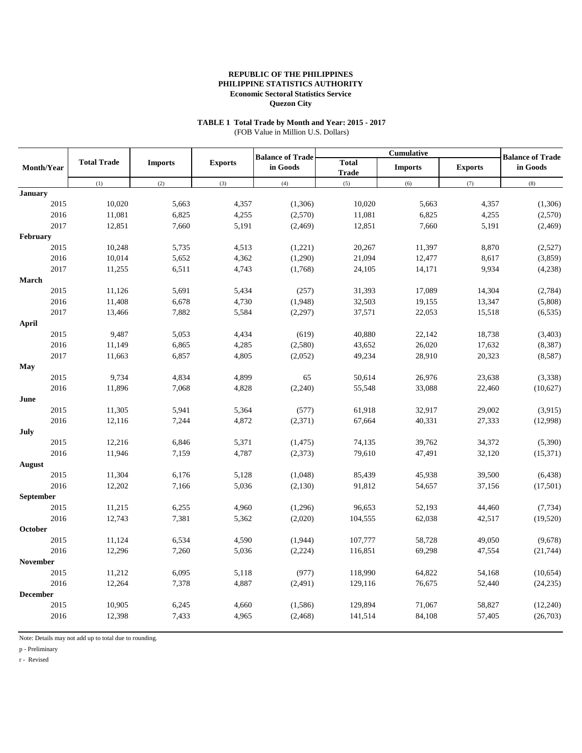**REPUBLIC OF THE PHILIPPINES**
**PHILIPPINE STATISTICS AUTHORITY**
**Economic Sectoral Statistics Service**
**Quezon City**

**TABLE 1 Total Trade by Month and Year: 2015 - 2017**
(FOB Value in Million U.S. Dollars)

| Month/Year | Total Trade | Imports | Exports | Balance of Trade in Goods | Cumulative | | | Balance of Trade in Goods |
|---|---|---|---|---|---|---|---|---|
| | | | | | Total Trade | Imports | Exports | |
| | (1) | (2) | (3) | (4) | (5) | (6) | (7) | (8) |
| **January** | | | | | | | | |
| 2015 | 10,020 | 5,663 | 4,357 | (1,306) | 10,020 | 5,663 | 4,357 | (1,306) |
| 2016 | 11,081 | 6,825 | 4,255 | (2,570) | 11,081 | 6,825 | 4,255 | (2,570) |
| 2017 | 12,851 | 7,660 | 5,191 | (2,469) | 12,851 | 7,660 | 5,191 | (2,469) |
| **February** | | | | | | | | |
| 2015 | 10,248 | 5,735 | 4,513 | (1,221) | 20,267 | 11,397 | 8,870 | (2,527) |
| 2016 | 10,014 | 5,652 | 4,362 | (1,290) | 21,094 | 12,477 | 8,617 | (3,859) |
| 2017 | 11,255 | 6,511 | 4,743 | (1,768) | 24,105 | 14,171 | 9,934 | (4,238) |
| **March** | | | | | | | | |
| 2015 | 11,126 | 5,691 | 5,434 | (257) | 31,393 | 17,089 | 14,304 | (2,784) |
| 2016 | 11,408 | 6,678 | 4,730 | (1,948) | 32,503 | 19,155 | 13,347 | (5,808) |
| 2017 | 13,466 | 7,882 | 5,584 | (2,297) | 37,571 | 22,053 | 15,518 | (6,535) |
| **April** | | | | | | | | |
| 2015 | 9,487 | 5,053 | 4,434 | (619) | 40,880 | 22,142 | 18,738 | (3,403) |
| 2016 | 11,149 | 6,865 | 4,285 | (2,580) | 43,652 | 26,020 | 17,632 | (8,387) |
| 2017 | 11,663 | 6,857 | 4,805 | (2,052) | 49,234 | 28,910 | 20,323 | (8,587) |
| **May** | | | | | | | | |
| 2015 | 9,734 | 4,834 | 4,899 | 65 | 50,614 | 26,976 | 23,638 | (3,338) |
| 2016 | 11,896 | 7,068 | 4,828 | (2,240) | 55,548 | 33,088 | 22,460 | (10,627) |
| **June** | | | | | | | | |
| 2015 | 11,305 | 5,941 | 5,364 | (577) | 61,918 | 32,917 | 29,002 | (3,915) |
| 2016 | 12,116 | 7,244 | 4,872 | (2,371) | 67,664 | 40,331 | 27,333 | (12,998) |
| **July** | | | | | | | | |
| 2015 | 12,216 | 6,846 | 5,371 | (1,475) | 74,135 | 39,762 | 34,372 | (5,390) |
| 2016 | 11,946 | 7,159 | 4,787 | (2,373) | 79,610 | 47,491 | 32,120 | (15,371) |
| **August** | | | | | | | | |
| 2015 | 11,304 | 6,176 | 5,128 | (1,048) | 85,439 | 45,938 | 39,500 | (6,438) |
| 2016 | 12,202 | 7,166 | 5,036 | (2,130) | 91,812 | 54,657 | 37,156 | (17,501) |
| **September** | | | | | | | | |
| 2015 | 11,215 | 6,255 | 4,960 | (1,296) | 96,653 | 52,193 | 44,460 | (7,734) |
| 2016 | 12,743 | 7,381 | 5,362 | (2,020) | 104,555 | 62,038 | 42,517 | (19,520) |
| **October** | | | | | | | | |
| 2015 | 11,124 | 6,534 | 4,590 | (1,944) | 107,777 | 58,728 | 49,050 | (9,678) |
| 2016 | 12,296 | 7,260 | 5,036 | (2,224) | 116,851 | 69,298 | 47,554 | (21,744) |
| **November** | | | | | | | | |
| 2015 | 11,212 | 6,095 | 5,118 | (977) | 118,990 | 64,822 | 54,168 | (10,654) |
| 2016 | 12,264 | 7,378 | 4,887 | (2,491) | 129,116 | 76,675 | 52,440 | (24,235) |
| **December** | | | | | | | | |
| 2015 | 10,905 | 6,245 | 4,660 | (1,586) | 129,894 | 71,067 | 58,827 | (12,240) |
| 2016 | 12,398 | 7,433 | 4,965 | (2,468) | 141,514 | 84,108 | 57,405 | (26,703) |

Note: Details may not add up to total due to rounding.

p - Preliminary

r - Revised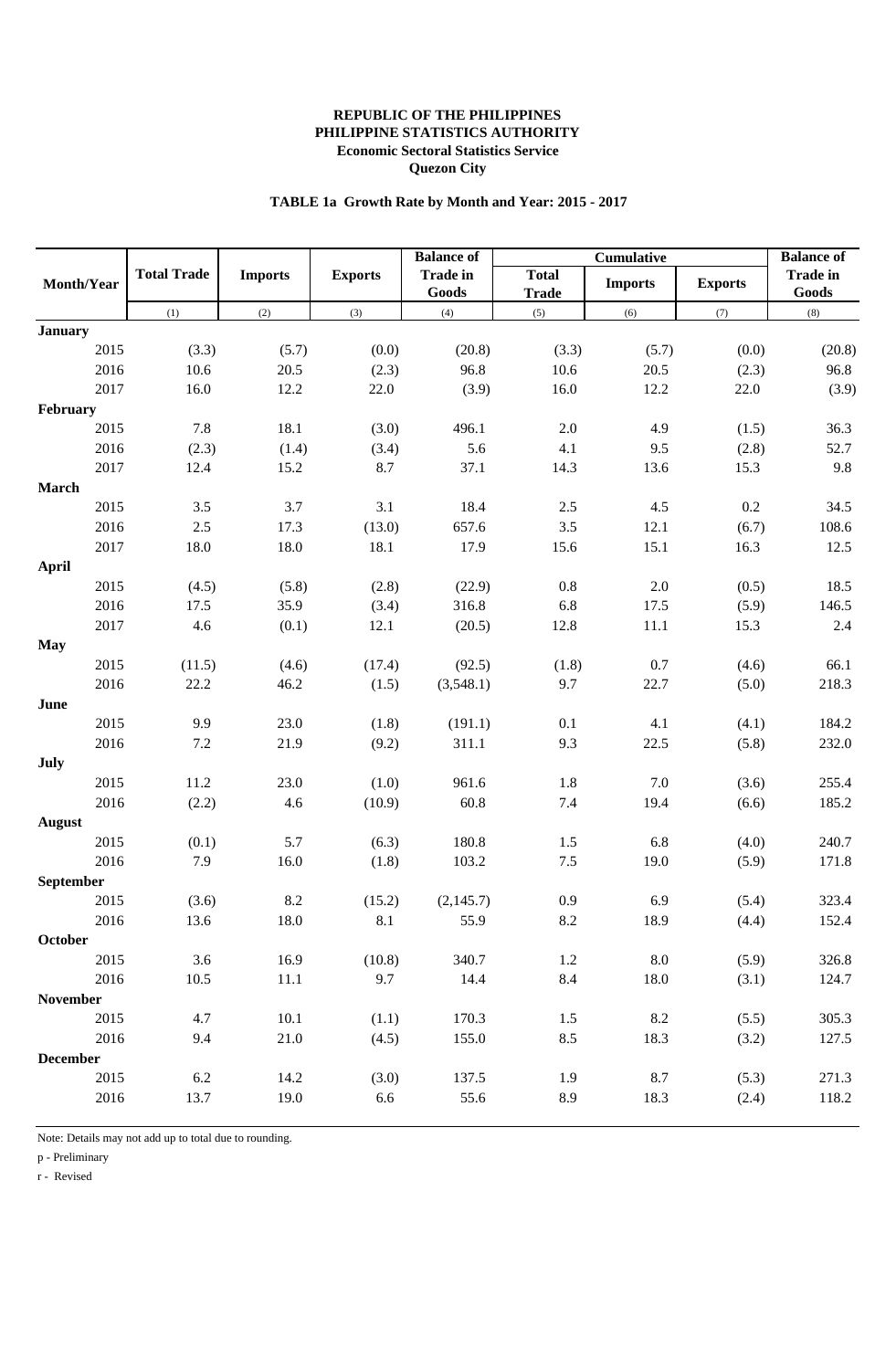**REPUBLIC OF THE PHILIPPINES**
**PHILIPPINE STATISTICS AUTHORITY**
**Economic Sectoral Statistics Service**
**Quezon City**

**TABLE 1a Growth Rate by Month and Year: 2015 - 2017**

| Month/Year | Total Trade | Imports | Exports | Balance of Trade in Goods | Cumulative | | | Balance of Trade in Goods |
|---|---|---|---|---|---|---|---|---|
| | | | | | Total Trade | Imports | Exports | |
| | (1) | (2) | (3) | (4) | (5) | (6) | (7) | (8) |
| **January** | | | | | | | | |
| 2015 | (3.3) | (5.7) | (0.0) | (20.8) | (3.3) | (5.7) | (0.0) | (20.8) |
| 2016 | 10.6 | 20.5 | (2.3) | 96.8 | 10.6 | 20.5 | (2.3) | 96.8 |
| 2017 | 16.0 | 12.2 | 22.0 | (3.9) | 16.0 | 12.2 | 22.0 | (3.9) |
| **February** | | | | | | | | |
| 2015 | 7.8 | 18.1 | (3.0) | 496.1 | 2.0 | 4.9 | (1.5) | 36.3 |
| 2016 | (2.3) | (1.4) | (3.4) | 5.6 | 4.1 | 9.5 | (2.8) | 52.7 |
| 2017 | 12.4 | 15.2 | 8.7 | 37.1 | 14.3 | 13.6 | 15.3 | 9.8 |
| **March** | | | | | | | | |
| 2015 | 3.5 | 3.7 | 3.1 | 18.4 | 2.5 | 4.5 | 0.2 | 34.5 |
| 2016 | 2.5 | 17.3 | (13.0) | 657.6 | 3.5 | 12.1 | (6.7) | 108.6 |
| 2017 | 18.0 | 18.0 | 18.1 | 17.9 | 15.6 | 15.1 | 16.3 | 12.5 |
| **April** | | | | | | | | |
| 2015 | (4.5) | (5.8) | (2.8) | (22.9) | 0.8 | 2.0 | (0.5) | 18.5 |
| 2016 | 17.5 | 35.9 | (3.4) | 316.8 | 6.8 | 17.5 | (5.9) | 146.5 |
| 2017 | 4.6 | (0.1) | 12.1 | (20.5) | 12.8 | 11.1 | 15.3 | 2.4 |
| **May** | | | | | | | | |
| 2015 | (11.5) | (4.6) | (17.4) | (92.5) | (1.8) | 0.7 | (4.6) | 66.1 |
| 2016 | 22.2 | 46.2 | (1.5) | (3,548.1) | 9.7 | 22.7 | (5.0) | 218.3 |
| **June** | | | | | | | | |
| 2015 | 9.9 | 23.0 | (1.8) | (191.1) | 0.1 | 4.1 | (4.1) | 184.2 |
| 2016 | 7.2 | 21.9 | (9.2) | 311.1 | 9.3 | 22.5 | (5.8) | 232.0 |
| **July** | | | | | | | | |
| 2015 | 11.2 | 23.0 | (1.0) | 961.6 | 1.8 | 7.0 | (3.6) | 255.4 |
| 2016 | (2.2) | 4.6 | (10.9) | 60.8 | 7.4 | 19.4 | (6.6) | 185.2 |
| **August** | | | | | | | | |
| 2015 | (0.1) | 5.7 | (6.3) | 180.8 | 1.5 | 6.8 | (4.0) | 240.7 |
| 2016 | 7.9 | 16.0 | (1.8) | 103.2 | 7.5 | 19.0 | (5.9) | 171.8 |
| **September** | | | | | | | | |
| 2015 | (3.6) | 8.2 | (15.2) | (2,145.7) | 0.9 | 6.9 | (5.4) | 323.4 |
| 2016 | 13.6 | 18.0 | 8.1 | 55.9 | 8.2 | 18.9 | (4.4) | 152.4 |
| **October** | | | | | | | | |
| 2015 | 3.6 | 16.9 | (10.8) | 340.7 | 1.2 | 8.0 | (5.9) | 326.8 |
| 2016 | 10.5 | 11.1 | 9.7 | 14.4 | 8.4 | 18.0 | (3.1) | 124.7 |
| **November** | | | | | | | | |
| 2015 | 4.7 | 10.1 | (1.1) | 170.3 | 1.5 | 8.2 | (5.5) | 305.3 |
| 2016 | 9.4 | 21.0 | (4.5) | 155.0 | 8.5 | 18.3 | (3.2) | 127.5 |
| **December** | | | | | | | | |
| 2015 | 6.2 | 14.2 | (3.0) | 137.5 | 1.9 | 8.7 | (5.3) | 271.3 |
| 2016 | 13.7 | 19.0 | 6.6 | 55.6 | 8.9 | 18.3 | (2.4) | 118.2 |

Note: Details may not add up to total due to rounding.

p - Preliminary

r - Revised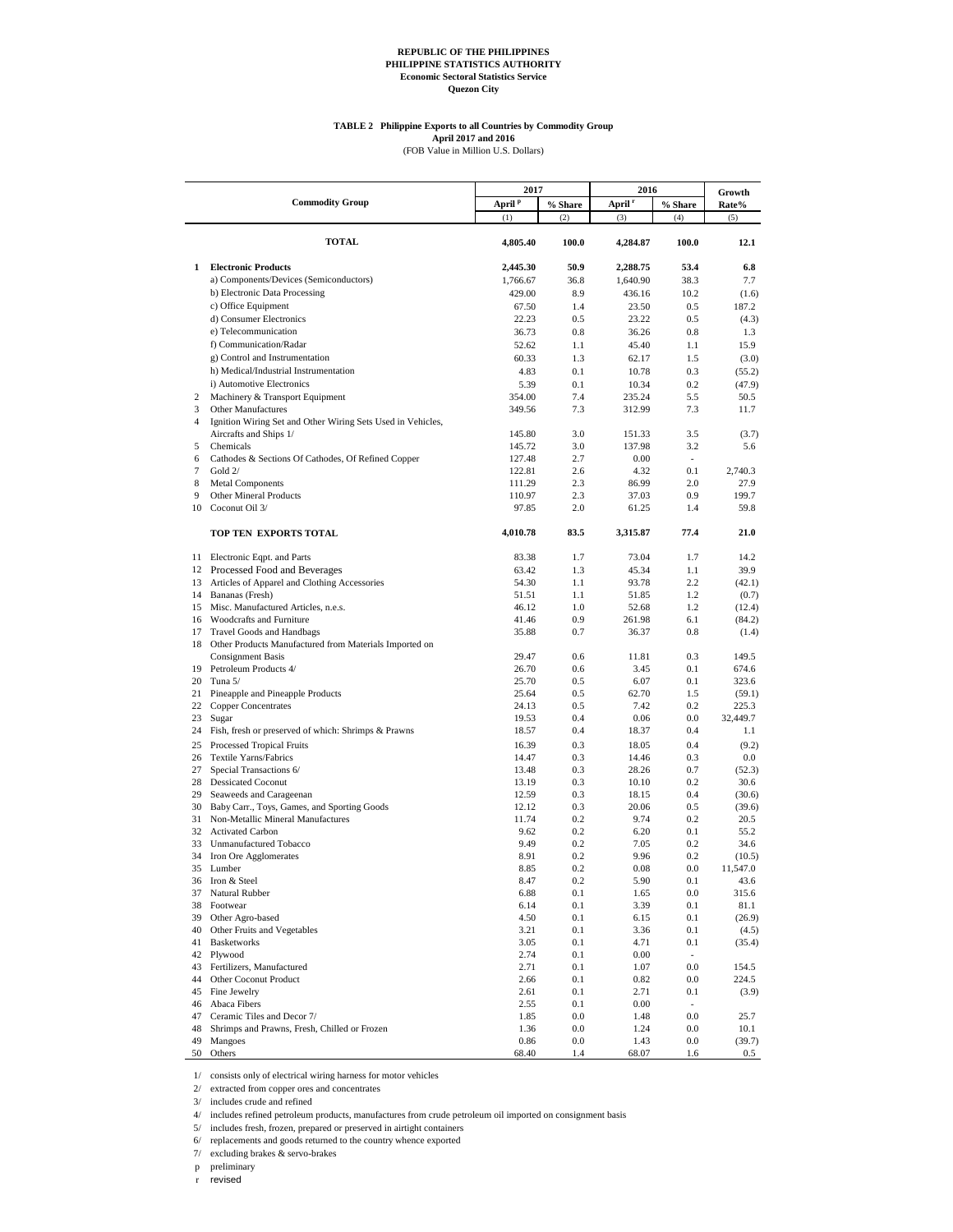**REPUBLIC OF THE PHILIPPINES**
**PHILIPPINE STATISTICS AUTHORITY**
**Economic Sectoral Statistics Service**
**Quezon City**

**TABLE 2 Philippine Exports to all Countries by Commodity Group**
**April 2017 and 2016**
(FOB Value in Million U.S. Dollars)

| | Commodity Group | 2017 | | 2016 | | Growth Rate% |
|---|---|---|---|---|---|---|
| | | April p | % Share | April r | % Share | |
| | | (1) | (2) | (3) | (4) | (5) |
| | **TOTAL** | **4,805.40** | **100.0** | **4,284.87** | **100.0** | **12.1** |
| **1** | **Electronic Products** | **2,445.30** | **50.9** | **2,288.75** | **53.4** | **6.8** |
| | a) Components/Devices (Semiconductors) | 1,766.67 | 36.8 | 1,640.90 | 38.3 | 7.7 |
| | b) Electronic Data Processing | 429.00 | 8.9 | 436.16 | 10.2 | (1.6) |
| | c) Office Equipment | 67.50 | 1.4 | 23.50 | 0.5 | 187.2 |
| | d) Consumer Electronics | 22.23 | 0.5 | 23.22 | 0.5 | (4.3) |
| | e) Telecommunication | 36.73 | 0.8 | 36.26 | 0.8 | 1.3 |
| | f) Communication/Radar | 52.62 | 1.1 | 45.40 | 1.1 | 15.9 |
| | g) Control and Instrumentation | 60.33 | 1.3 | 62.17 | 1.5 | (3.0) |
| | h) Medical/Industrial Instrumentation | 4.83 | 0.1 | 10.78 | 0.3 | (55.2) |
| | i) Automotive Electronics | 5.39 | 0.1 | 10.34 | 0.2 | (47.9) |
| 2 | Machinery & Transport Equipment | 354.00 | 7.4 | 235.24 | 5.5 | 50.5 |
| 3 | Other Manufactures | 349.56 | 7.3 | 312.99 | 7.3 | 11.7 |
| 4 | Ignition Wiring Set and Other Wiring Sets Used in Vehicles, Aircrafts and Ships 1/ | 145.80 | 3.0 | 151.33 | 3.5 | (3.7) |
| 5 | Chemicals | 145.72 | 3.0 | 137.98 | 3.2 | 5.6 |
| 6 | Cathodes & Sections Of Cathodes, Of Refined Copper | 127.48 | 2.7 | 0.00 | - | |
| 7 | Gold 2/ | 122.81 | 2.6 | 4.32 | 0.1 | 2,740.3 |
| 8 | Metal Components | 111.29 | 2.3 | 86.99 | 2.0 | 27.9 |
| 9 | Other Mineral Products | 110.97 | 2.3 | 37.03 | 0.9 | 199.7 |
| 10 | Coconut Oil 3/ | 97.85 | 2.0 | 61.25 | 1.4 | 59.8 |
| | **TOP TEN EXPORTS TOTAL** | **4,010.78** | **83.5** | **3,315.87** | **77.4** | **21.0** |
| 11 | Electronic Eqpt. and Parts | 83.38 | 1.7 | 73.04 | 1.7 | 14.2 |
| 12 | Processed Food and Beverages | 63.42 | 1.3 | 45.34 | 1.1 | 39.9 |
| 13 | Articles of Apparel and Clothing Accessories | 54.30 | 1.1 | 93.78 | 2.2 | (42.1) |
| 14 | Bananas (Fresh) | 51.51 | 1.1 | 51.85 | 1.2 | (0.7) |
| 15 | Misc. Manufactured Articles, n.e.s. | 46.12 | 1.0 | 52.68 | 1.2 | (12.4) |
| 16 | Woodcrafts and Furniture | 41.46 | 0.9 | 261.98 | 6.1 | (84.2) |
| 17 | Travel Goods and Handbags | 35.88 | 0.7 | 36.37 | 0.8 | (1.4) |
| 18 | Other Products Manufactured from Materials Imported on Consignment Basis | 29.47 | 0.6 | 11.81 | 0.3 | 149.5 |
| 19 | Petroleum Products 4/ | 26.70 | 0.6 | 3.45 | 0.1 | 674.6 |
| 20 | Tuna 5/ | 25.70 | 0.5 | 6.07 | 0.1 | 323.6 |
| 21 | Pineapple and Pineapple Products | 25.64 | 0.5 | 62.70 | 1.5 | (59.1) |
| 22 | Copper Concentrates | 24.13 | 0.5 | 7.42 | 0.2 | 225.3 |
| 23 | Sugar | 19.53 | 0.4 | 0.06 | 0.0 | 32,449.7 |
| 24 | Fish, fresh or preserved of which: Shrimps & Prawns | 18.57 | 0.4 | 18.37 | 0.4 | 1.1 |
| 25 | Processed Tropical Fruits | 16.39 | 0.3 | 18.05 | 0.4 | (9.2) |
| 26 | Textile Yarns/Fabrics | 14.47 | 0.3 | 14.46 | 0.3 | 0.0 |
| 27 | Special Transactions 6/ | 13.48 | 0.3 | 28.26 | 0.7 | (52.3) |
| 28 | Dessicated Coconut | 13.19 | 0.3 | 10.10 | 0.2 | 30.6 |
| 29 | Seaweeds and Carageenan | 12.59 | 0.3 | 18.15 | 0.4 | (30.6) |
| 30 | Baby Carr., Toys, Games, and Sporting Goods | 12.12 | 0.3 | 20.06 | 0.5 | (39.6) |
| 31 | Non-Metallic Mineral Manufactures | 11.74 | 0.2 | 9.74 | 0.2 | 20.5 |
| 32 | Activated Carbon | 9.62 | 0.2 | 6.20 | 0.1 | 55.2 |
| 33 | Unmanufactured Tobacco | 9.49 | 0.2 | 7.05 | 0.2 | 34.6 |
| 34 | Iron Ore Agglomerates | 8.91 | 0.2 | 9.96 | 0.2 | (10.5) |
| 35 | Lumber | 8.85 | 0.2 | 0.08 | 0.0 | 11,547.0 |
| 36 | Iron & Steel | 8.47 | 0.2 | 5.90 | 0.1 | 43.6 |
| 37 | Natural Rubber | 6.88 | 0.1 | 1.65 | 0.0 | 315.6 |
| 38 | Footwear | 6.14 | 0.1 | 3.39 | 0.1 | 81.1 |
| 39 | Other Agro-based | 4.50 | 0.1 | 6.15 | 0.1 | (26.9) |
| 40 | Other Fruits and Vegetables | 3.21 | 0.1 | 3.36 | 0.1 | (4.5) |
| 41 | Basketworks | 3.05 | 0.1 | 4.71 | 0.1 | (35.4) |
| 42 | Plywood | 2.74 | 0.1 | 0.00 | - | |
| 43 | Fertilizers, Manufactured | 2.71 | 0.1 | 1.07 | 0.0 | 154.5 |
| 44 | Other Coconut Product | 2.66 | 0.1 | 0.82 | 0.0 | 224.5 |
| 45 | Fine Jewelry | 2.61 | 0.1 | 2.71 | 0.1 | (3.9) |
| 46 | Abaca Fibers | 2.55 | 0.1 | 0.00 | - | |
| 47 | Ceramic Tiles and Decor 7/ | 1.85 | 0.0 | 1.48 | 0.0 | 25.7 |
| 48 | Shrimps and Prawns, Fresh, Chilled or Frozen | 1.36 | 0.0 | 1.24 | 0.0 | 10.1 |
| 49 | Mangoes | 0.86 | 0.0 | 1.43 | 0.0 | (39.7) |
| 50 | Others | 68.40 | 1.4 | 68.07 | 1.6 | 0.5 |

1/ consists only of electrical wiring harness for motor vehicles
2/ extracted from copper ores and concentrates
3/ includes crude and refined
4/ includes refined petroleum products, manufactures from crude petroleum oil imported on consignment basis
5/ includes fresh, frozen, prepared or preserved in airtight containers
6/ replacements and goods returned to the country whence exported
7/ excluding brakes & servo-brakes
p preliminary
r revised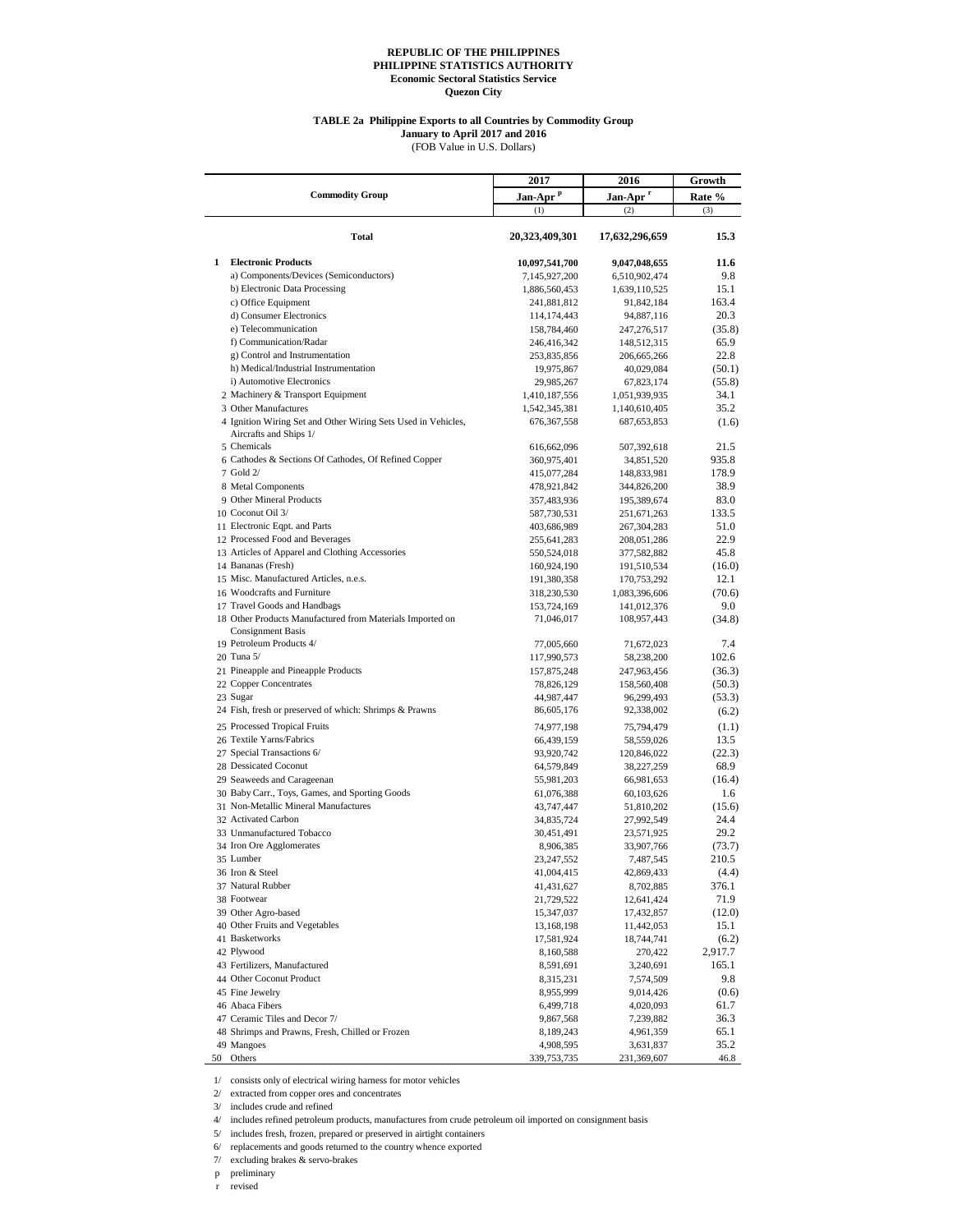**REPUBLIC OF THE PHILIPPINES**
**PHILIPPINE STATISTICS AUTHORITY**
**Economic Sectoral Statistics Service**
**Quezon City**

**TABLE 2a Philippine Exports to all Countries by Commodity Group**
**January to April 2017 and 2016**
(FOB Value in U.S. Dollars)

| Commodity Group | 2017 Jan-Apr p | 2016 Jan-Apr r | Growth Rate % |
|---|---|---|---|
| | (1) | (2) | (3) |
| **Total** | **20,323,409,301** | **17,632,296,659** | **15.3** |
| **1 Electronic Products** | **10,097,541,700** | **9,047,048,655** | **11.6** |
| a) Components/Devices (Semiconductors) | 7,145,927,200 | 6,510,902,474 | 9.8 |
| b) Electronic Data Processing | 1,886,560,453 | 1,639,110,525 | 15.1 |
| c) Office Equipment | 241,881,812 | 91,842,184 | 163.4 |
| d) Consumer Electronics | 114,174,443 | 94,887,116 | 20.3 |
| e) Telecommunication | 158,784,460 | 247,276,517 | (35.8) |
| f) Communication/Radar | 246,416,342 | 148,512,315 | 65.9 |
| g) Control and Instrumentation | 253,835,856 | 206,665,266 | 22.8 |
| h) Medical/Industrial Instrumentation | 19,975,867 | 40,029,084 | (50.1) |
| i) Automotive Electronics | 29,985,267 | 67,823,174 | (55.8) |
| 2 Machinery & Transport Equipment | 1,410,187,556 | 1,051,939,935 | 34.1 |
| 3 Other Manufactures | 1,542,345,381 | 1,140,610,405 | 35.2 |
| 4 Ignition Wiring Set and Other Wiring Sets Used in Vehicles, Aircrafts and Ships 1/ | 676,367,558 | 687,653,853 | (1.6) |
| 5 Chemicals | 616,662,096 | 507,392,618 | 21.5 |
| 6 Cathodes & Sections Of Cathodes, Of Refined Copper | 360,975,401 | 34,851,520 | 935.8 |
| 7 Gold 2/ | 415,077,284 | 148,833,981 | 178.9 |
| 8 Metal Components | 478,921,842 | 344,826,200 | 38.9 |
| 9 Other Mineral Products | 357,483,936 | 195,389,674 | 83.0 |
| 10 Coconut Oil 3/ | 587,730,531 | 251,671,263 | 133.5 |
| 11 Electronic Eqpt. and Parts | 403,686,989 | 267,304,283 | 51.0 |
| 12 Processed Food and Beverages | 255,641,283 | 208,051,286 | 22.9 |
| 13 Articles of Apparel and Clothing Accessories | 550,524,018 | 377,582,882 | 45.8 |
| 14 Bananas (Fresh) | 160,924,190 | 191,510,534 | (16.0) |
| 15 Misc. Manufactured Articles, n.e.s. | 191,380,358 | 170,753,292 | 12.1 |
| 16 Woodcrafts and Furniture | 318,230,530 | 1,083,396,606 | (70.6) |
| 17 Travel Goods and Handbags | 153,724,169 | 141,012,376 | 9.0 |
| 18 Other Products Manufactured from Materials Imported on Consignment Basis | 71,046,017 | 108,957,443 | (34.8) |
| 19 Petroleum Products 4/ | 77,005,660 | 71,672,023 | 7.4 |
| 20 Tuna 5/ | 117,990,573 | 58,238,200 | 102.6 |
| 21 Pineapple and Pineapple Products | 157,875,248 | 247,963,456 | (36.3) |
| 22 Copper Concentrates | 78,826,129 | 158,560,408 | (50.3) |
| 23 Sugar | 44,987,447 | 96,299,493 | (53.3) |
| 24 Fish, fresh or preserved of which: Shrimps & Prawns | 86,605,176 | 92,338,002 | (6.2) |
| 25 Processed Tropical Fruits | 74,977,198 | 75,794,479 | (1.1) |
| 26 Textile Yarns/Fabrics | 66,439,159 | 58,559,026 | 13.5 |
| 27 Special Transactions 6/ | 93,920,742 | 120,846,022 | (22.3) |
| 28 Dessicated Coconut | 64,579,849 | 38,227,259 | 68.9 |
| 29 Seaweeds and Carageenan | 55,981,203 | 66,981,653 | (16.4) |
| 30 Baby Carr., Toys, Games, and Sporting Goods | 61,076,388 | 60,103,626 | 1.6 |
| 31 Non-Metallic Mineral Manufactures | 43,747,447 | 51,810,202 | (15.6) |
| 32 Activated Carbon | 34,835,724 | 27,992,549 | 24.4 |
| 33 Unmanufactured Tobacco | 30,451,491 | 23,571,925 | 29.2 |
| 34 Iron Ore Agglomerates | 8,906,385 | 33,907,766 | (73.7) |
| 35 Lumber | 23,247,552 | 7,487,545 | 210.5 |
| 36 Iron & Steel | 41,004,415 | 42,869,433 | (4.4) |
| 37 Natural Rubber | 41,431,627 | 8,702,885 | 376.1 |
| 38 Footwear | 21,729,522 | 12,641,424 | 71.9 |
| 39 Other Agro-based | 15,347,037 | 17,432,857 | (12.0) |
| 40 Other Fruits and Vegetables | 13,168,198 | 11,442,053 | 15.1 |
| 41 Basketworks | 17,581,924 | 18,744,741 | (6.2) |
| 42 Plywood | 8,160,588 | 270,422 | 2,917.7 |
| 43 Fertilizers, Manufactured | 8,591,691 | 3,240,691 | 165.1 |
| 44 Other Coconut Product | 8,315,231 | 7,574,509 | 9.8 |
| 45 Fine Jewelry | 8,955,999 | 9,014,426 | (0.6) |
| 46 Abaca Fibers | 6,499,718 | 4,020,093 | 61.7 |
| 47 Ceramic Tiles and Decor 7/ | 9,867,568 | 7,239,882 | 36.3 |
| 48 Shrimps and Prawns, Fresh, Chilled or Frozen | 8,189,243 | 4,961,359 | 65.1 |
| 49 Mangoes | 4,908,595 | 3,631,837 | 35.2 |
| 50 Others | 339,753,735 | 231,369,607 | 46.8 |

1/ consists only of electrical wiring harness for motor vehicles
2/ extracted from copper ores and concentrates
3/ includes crude and refined
4/ includes refined petroleum products, manufactures from crude petroleum oil imported on consignment basis
5/ includes fresh, frozen, prepared or preserved in airtight containers
6/ replacements and goods returned to the country whence exported
7/ excluding brakes & servo-brakes
p preliminary
r revised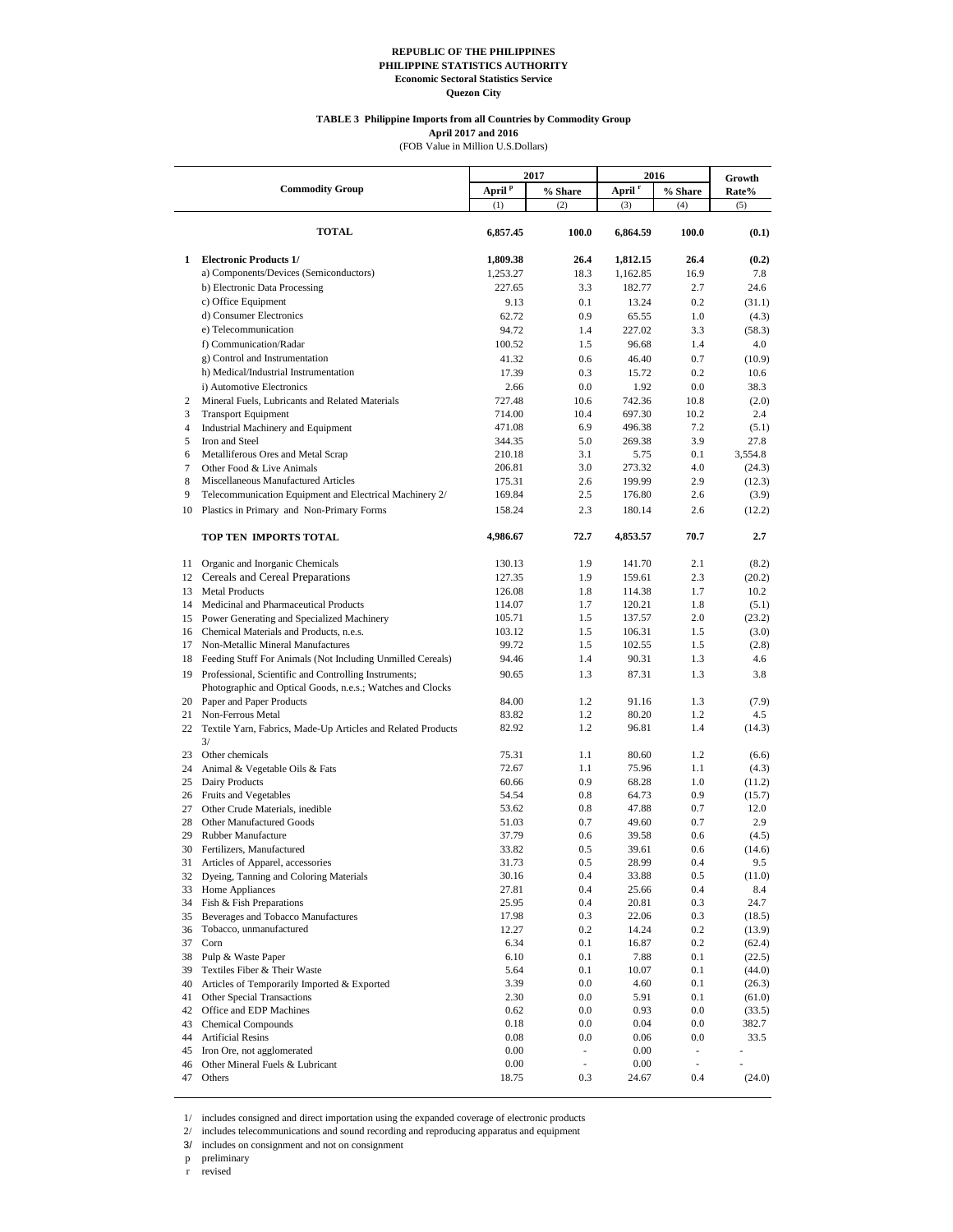**REPUBLIC OF THE PHILIPPINES**
**PHILIPPINE STATISTICS AUTHORITY**
**Economic Sectoral Statistics Service**
**Quezon City**

**TABLE 3 Philippine Imports from all Countries by Commodity Group**
**April 2017 and 2016**
(FOB Value in Million U.S.Dollars)

| | Commodity Group | 2017 | | 2016 | | Growth Rate% |
|---|---|---|---|---|---|---|
| | | April p | % Share | April r | % Share | |
| | | (1) | (2) | (3) | (4) | (5) |
| | **TOTAL** | **6,857.45** | **100.0** | **6,864.59** | **100.0** | **(0.1)** |
| **1** | **Electronic Products 1/** | **1,809.38** | **26.4** | **1,812.15** | **26.4** | **(0.2)** |
| | a) Components/Devices (Semiconductors) | 1,253.27 | 18.3 | 1,162.85 | 16.9 | 7.8 |
| | b) Electronic Data Processing | 227.65 | 3.3 | 182.77 | 2.7 | 24.6 |
| | c) Office Equipment | 9.13 | 0.1 | 13.24 | 0.2 | (31.1) |
| | d) Consumer Electronics | 62.72 | 0.9 | 65.55 | 1.0 | (4.3) |
| | e) Telecommunication | 94.72 | 1.4 | 227.02 | 3.3 | (58.3) |
| | f) Communication/Radar | 100.52 | 1.5 | 96.68 | 1.4 | 4.0 |
| | g) Control and Instrumentation | 41.32 | 0.6 | 46.40 | 0.7 | (10.9) |
| | h) Medical/Industrial Instrumentation | 17.39 | 0.3 | 15.72 | 0.2 | 10.6 |
| | i) Automotive Electronics | 2.66 | 0.0 | 1.92 | 0.0 | 38.3 |
| 2 | Mineral Fuels, Lubricants and Related Materials | 727.48 | 10.6 | 742.36 | 10.8 | (2.0) |
| 3 | Transport Equipment | 714.00 | 10.4 | 697.30 | 10.2 | 2.4 |
| 4 | Industrial Machinery and Equipment | 471.08 | 6.9 | 496.38 | 7.2 | (5.1) |
| 5 | Iron and Steel | 344.35 | 5.0 | 269.38 | 3.9 | 27.8 |
| 6 | Metalliferous Ores and Metal Scrap | 210.18 | 3.1 | 5.75 | 0.1 | 3,554.8 |
| 7 | Other Food & Live Animals | 206.81 | 3.0 | 273.32 | 4.0 | (24.3) |
| 8 | Miscellaneous Manufactured Articles | 175.31 | 2.6 | 199.99 | 2.9 | (12.3) |
| 9 | Telecommunication Equipment and Electrical Machinery 2/ | 169.84 | 2.5 | 176.80 | 2.6 | (3.9) |
| 10 | Plastics in Primary and Non-Primary Forms | 158.24 | 2.3 | 180.14 | 2.6 | (12.2) |
| | **TOP TEN IMPORTS TOTAL** | **4,986.67** | **72.7** | **4,853.57** | **70.7** | **2.7** |
| 11 | Organic and Inorganic Chemicals | 130.13 | 1.9 | 141.70 | 2.1 | (8.2) |
| 12 | Cereals and Cereal Preparations | 127.35 | 1.9 | 159.61 | 2.3 | (20.2) |
| 13 | Metal Products | 126.08 | 1.8 | 114.38 | 1.7 | 10.2 |
| 14 | Medicinal and Pharmaceutical Products | 114.07 | 1.7 | 120.21 | 1.8 | (5.1) |
| 15 | Power Generating and Specialized Machinery | 105.71 | 1.5 | 137.57 | 2.0 | (23.2) |
| 16 | Chemical Materials and Products, n.e.s. | 103.12 | 1.5 | 106.31 | 1.5 | (3.0) |
| 17 | Non-Metallic Mineral Manufactures | 99.72 | 1.5 | 102.55 | 1.5 | (2.8) |
| 18 | Feeding Stuff For Animals (Not Including Unmilled Cereals) | 94.46 | 1.4 | 90.31 | 1.3 | 4.6 |
| 19 | Professional, Scientific and Controlling Instruments; Photographic and Optical Goods, n.e.s.; Watches and Clocks | 90.65 | 1.3 | 87.31 | 1.3 | 3.8 |
| 20 | Paper and Paper Products | 84.00 | 1.2 | 91.16 | 1.3 | (7.9) |
| 21 | Non-Ferrous Metal | 83.82 | 1.2 | 80.20 | 1.2 | 4.5 |
| 22 | Textile Yarn, Fabrics, Made-Up Articles and Related Products 3/ | 82.92 | 1.2 | 96.81 | 1.4 | (14.3) |
| 23 | Other chemicals | 75.31 | 1.1 | 80.60 | 1.2 | (6.6) |
| 24 | Animal & Vegetable Oils & Fats | 72.67 | 1.1 | 75.96 | 1.1 | (4.3) |
| 25 | Dairy Products | 60.66 | 0.9 | 68.28 | 1.0 | (11.2) |
| 26 | Fruits and Vegetables | 54.54 | 0.8 | 64.73 | 0.9 | (15.7) |
| 27 | Other Crude Materials, inedible | 53.62 | 0.8 | 47.88 | 0.7 | 12.0 |
| 28 | Other Manufactured Goods | 51.03 | 0.7 | 49.60 | 0.7 | 2.9 |
| 29 | Rubber Manufacture | 37.79 | 0.6 | 39.58 | 0.6 | (4.5) |
| 30 | Fertilizers, Manufactured | 33.82 | 0.5 | 39.61 | 0.6 | (14.6) |
| 31 | Articles of Apparel, accessories | 31.73 | 0.5 | 28.99 | 0.4 | 9.5 |
| 32 | Dyeing, Tanning and Coloring Materials | 30.16 | 0.4 | 33.88 | 0.5 | (11.0) |
| 33 | Home Appliances | 27.81 | 0.4 | 25.66 | 0.4 | 8.4 |
| 34 | Fish & Fish Preparations | 25.95 | 0.4 | 20.81 | 0.3 | 24.7 |
| 35 | Beverages and Tobacco Manufactures | 17.98 | 0.3 | 22.06 | 0.3 | (18.5) |
| 36 | Tobacco, unmanufactured | 12.27 | 0.2 | 14.24 | 0.2 | (13.9) |
| 37 | Corn | 6.34 | 0.1 | 16.87 | 0.2 | (62.4) |
| 38 | Pulp & Waste Paper | 6.10 | 0.1 | 7.88 | 0.1 | (22.5) |
| 39 | Textiles Fiber & Their Waste | 5.64 | 0.1 | 10.07 | 0.1 | (44.0) |
| 40 | Articles of Temporarily Imported & Exported | 3.39 | 0.0 | 4.60 | 0.1 | (26.3) |
| 41 | Other Special Transactions | 2.30 | 0.0 | 5.91 | 0.1 | (61.0) |
| 42 | Office and EDP Machines | 0.62 | 0.0 | 0.93 | 0.0 | (33.5) |
| 43 | Chemical Compounds | 0.18 | 0.0 | 0.04 | 0.0 | 382.7 |
| 44 | Artificial Resins | 0.08 | 0.0 | 0.06 | 0.0 | 33.5 |
| 45 | Iron Ore, not agglomerated | 0.00 | - | 0.00 | - | - |
| 46 | Other Mineral Fuels & Lubricant | 0.00 | - | 0.00 | - | - |
| 47 | Others | 18.75 | 0.3 | 24.67 | 0.4 | (24.0) |

1/ includes consigned and direct importation using the expanded coverage of electronic products
2/ includes telecommunications and sound recording and reproducing apparatus and equipment
3/ includes on consignment and not on consignment
p preliminary
r revised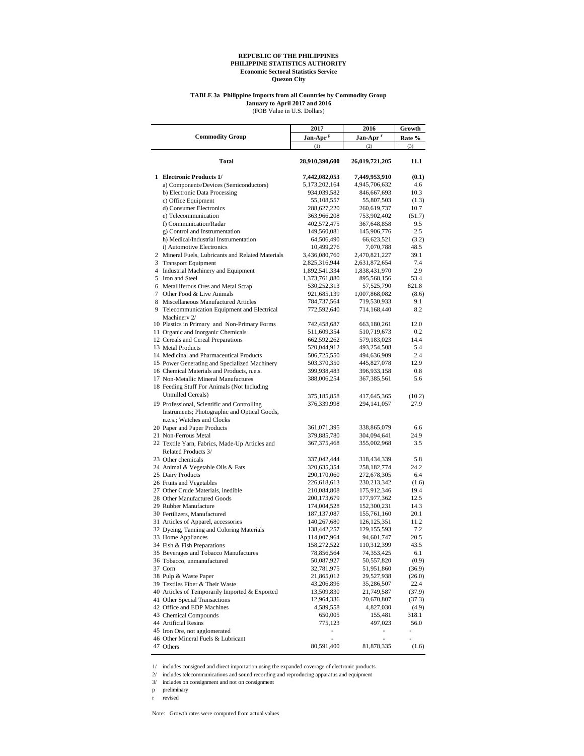**REPUBLIC OF THE PHILIPPINES**
**PHILIPPINE STATISTICS AUTHORITY**
**Economic Sectoral Statistics Service**
**Quezon City**

**TABLE 3a Philippine Imports from all Countries by Commodity Group**
**January to April 2017 and 2016**
(FOB Value in U.S. Dollars)

| Commodity Group | 2017 Jan-Apr p | 2016 Jan-Apr r | Growth Rate % |
|---|---|---|---|
| | (1) | (2) | (3) |
| **Total** | **28,910,390,600** | **26,019,721,205** | **11.1** |
| **1 Electronic Products 1/** | **7,442,082,053** | **7,449,953,910** | **(0.1)** |
| a) Components/Devices (Semiconductors) | 5,173,202,164 | 4,945,706,632 | 4.6 |
| b) Electronic Data Processing | 934,039,582 | 846,667,693 | 10.3 |
| c) Office Equipment | 55,108,557 | 55,807,503 | (1.3) |
| d) Consumer Electronics | 288,627,220 | 260,619,737 | 10.7 |
| e) Telecommunication | 363,966,208 | 753,902,402 | (51.7) |
| f) Communication/Radar | 402,572,475 | 367,648,858 | 9.5 |
| g) Control and Instrumentation | 149,560,081 | 145,906,776 | 2.5 |
| h) Medical/Industrial Instrumentation | 64,506,490 | 66,623,521 | (3.2) |
| i) Automotive Electronics | 10,499,276 | 7,070,788 | 48.5 |
| 2 Mineral Fuels, Lubricants and Related Materials | 3,436,080,760 | 2,470,821,227 | 39.1 |
| 3 Transport Equipment | 2,825,316,944 | 2,631,872,654 | 7.4 |
| 4 Industrial Machinery and Equipment | 1,892,541,334 | 1,838,431,970 | 2.9 |
| 5 Iron and Steel | 1,373,761,880 | 895,568,156 | 53.4 |
| 6 Metalliferous Ores and Metal Scrap | 530,252,313 | 57,525,790 | 821.8 |
| 7 Other Food & Live Animals | 921,685,139 | 1,007,868,082 | (8.6) |
| 8 Miscellaneous Manufactured Articles | 784,737,564 | 719,530,933 | 9.1 |
| 9 Telecommunication Equipment and Electrical Machinery 2/ | 772,592,640 | 714,168,440 | 8.2 |
| 10 Plastics in Primary and Non-Primary Forms | 742,458,687 | 663,180,261 | 12.0 |
| 11 Organic and Inorganic Chemicals | 511,609,354 | 510,719,673 | 0.2 |
| 12 Cereals and Cereal Preparations | 662,592,262 | 579,183,023 | 14.4 |
| 13 Metal Products | 520,044,912 | 493,254,508 | 5.4 |
| 14 Medicinal and Pharmaceutical Products | 506,725,550 | 494,636,909 | 2.4 |
| 15 Power Generating and Specialized Machinery | 503,370,350 | 445,827,078 | 12.9 |
| 16 Chemical Materials and Products, n.e.s. | 399,938,483 | 396,933,158 | 0.8 |
| 17 Non-Metallic Mineral Manufactures | 388,006,254 | 367,385,561 | 5.6 |
| 18 Feeding Stuff For Animals (Not Including Unmilled Cereals) | 375,185,858 | 417,645,365 | (10.2) |
| 19 Professional, Scientific and Controlling Instruments; Photographic and Optical Goods, n.e.s.; Watches and Clocks | 376,339,998 | 294,141,057 | 27.9 |
| 20 Paper and Paper Products | 361,071,395 | 338,865,079 | 6.6 |
| 21 Non-Ferrous Metal | 379,885,780 | 304,094,641 | 24.9 |
| 22 Textile Yarn, Fabrics, Made-Up Articles and Related Products 3/ | 367,375,468 | 355,002,968 | 3.5 |
| 23 Other chemicals | 337,042,444 | 318,434,339 | 5.8 |
| 24 Animal & Vegetable Oils & Fats | 320,635,354 | 258,182,774 | 24.2 |
| 25 Dairy Products | 290,170,060 | 272,678,305 | 6.4 |
| 26 Fruits and Vegetables | 226,618,613 | 230,213,342 | (1.6) |
| 27 Other Crude Materials, inedible | 210,084,808 | 175,912,346 | 19.4 |
| 28 Other Manufactured Goods | 200,173,679 | 177,977,362 | 12.5 |
| 29 Rubber Manufacture | 174,004,528 | 152,300,231 | 14.3 |
| 30 Fertilizers, Manufactured | 187,137,087 | 155,761,160 | 20.1 |
| 31 Articles of Apparel, accessories | 140,267,680 | 126,125,351 | 11.2 |
| 32 Dyeing, Tanning and Coloring Materials | 138,442,257 | 129,155,593 | 7.2 |
| 33 Home Appliances | 114,007,964 | 94,601,747 | 20.5 |
| 34 Fish & Fish Preparations | 158,272,522 | 110,312,399 | 43.5 |
| 35 Beverages and Tobacco Manufactures | 78,856,564 | 74,353,425 | 6.1 |
| 36 Tobacco, unmanufactured | 50,087,927 | 50,557,820 | (0.9) |
| 37 Corn | 32,781,975 | 51,951,860 | (36.9) |
| 38 Pulp & Waste Paper | 21,865,012 | 29,527,938 | (26.0) |
| 39 Textiles Fiber & Their Waste | 43,206,896 | 35,286,507 | 22.4 |
| 40 Articles of Temporarily Imported & Exported | 13,509,830 | 21,749,587 | (37.9) |
| 41 Other Special Transactions | 12,964,336 | 20,670,807 | (37.3) |
| 42 Office and EDP Machines | 4,589,558 | 4,827,030 | (4.9) |
| 43 Chemical Compounds | 650,005 | 155,481 | 318.1 |
| 44 Artificial Resins | 775,123 | 497,023 | 56.0 |
| 45 Iron Ore, not agglomerated | - | - | - |
| 46 Other Mineral Fuels & Lubricant | - | - | - |
| 47 Others | 80,591,400 | 81,878,335 | (1.6) |

1/ includes consigned and direct importation using the expanded coverage of electronic products
2/ includes telecommunications and sound recording and reproducing apparatus and equipment
3/ includes on consignment and not on consignment
p preliminary
r revised

Note: Growth rates were computed from actual values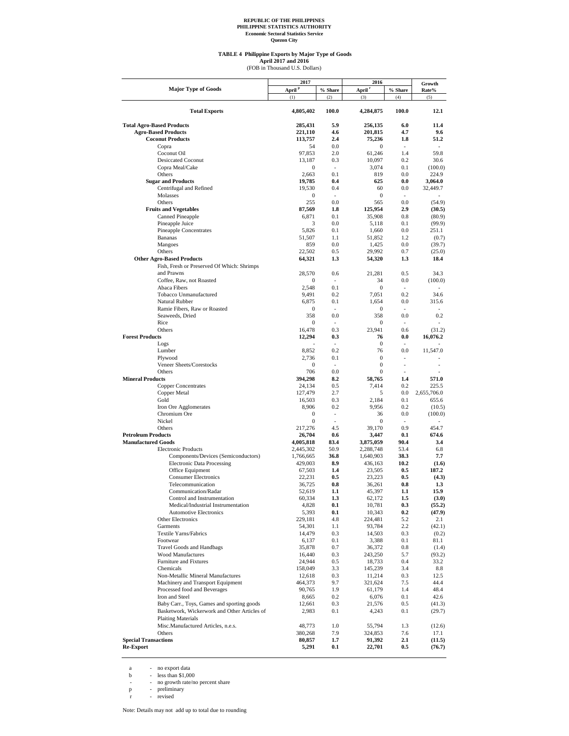REPUBLIC OF THE PHILIPPINES
PHILIPPINE STATISTICS AUTHORITY
Economic Sectoral Statistics Service
Quezon City

**TABLE 4 Philippine Exports by Major Type of Goods**
**April 2017 and 2016**
(FOB in Thousand U.S. Dollars)

| Major Type of Goods | 2017 April [p] | 2017 % Share | 2016 April [r] | 2016 % Share | Growth Rate% |
|---|---|---|---|---|---|
| | (1) | (2) | (3) | (4) | (5) |
| **Total Exports** | **4,805,402** | **100.0** | **4,284,875** | **100.0** | **12.1** |
| **Total Agro-Based Products** | **285,431** | **5.9** | **256,135** | **6.0** | **11.4** |
| **Agro-Based Products** | **221,110** | **4.6** | **201,815** | **4.7** | **9.6** |
| **Coconut Products** | **113,757** | **2.4** | **75,236** | **1.8** | **51.2** |
| Copra | 54 | 0.0 | 0 | - | - |
| Coconut Oil | 97,853 | 2.0 | 61,246 | 1.4 | 59.8 |
| Desiccated Coconut | 13,187 | 0.3 | 10,097 | 0.2 | 30.6 |
| Copra Meal/Cake | 0 | - | 3,074 | 0.1 | (100.0) |
| Others | 2,663 | 0.1 | 819 | 0.0 | 224.9 |
| **Sugar and Products** | **19,785** | **0.4** | **625** | **0.0** | **3,064.0** |
| Centrifugal and Refined | 19,530 | 0.4 | 60 | 0.0 | 32,449.7 |
| Molasses | 0 | - | 0 | - | - |
| Others | 255 | 0.0 | 565 | 0.0 | (54.9) |
| **Fruits and Vegetables** | **87,569** | **1.8** | **125,954** | **2.9** | **(30.5)** |
| Canned Pineapple | 6,871 | 0.1 | 35,908 | 0.8 | (80.9) |
| Pineapple Juice | 3 | 0.0 | 5,118 | 0.1 | (99.9) |
| Pineapple Concentrates | 5,826 | 0.1 | 1,660 | 0.0 | 251.1 |
| Bananas | 51,507 | 1.1 | 51,852 | 1.2 | (0.7) |
| Mangoes | 859 | 0.0 | 1,425 | 0.0 | (39.7) |
| Others | 22,502 | 0.5 | 29,992 | 0.7 | (25.0) |
| **Other Agro-Based Products** | **64,321** | **1.3** | **54,320** | **1.3** | **18.4** |
| Fish, Fresh or Preserved Of Which: Shrimps and Prawns | 28,570 | 0.6 | 21,281 | 0.5 | 34.3 |
| Coffee, Raw, not Roasted | 0 | - | 34 | 0.0 | (100.0) |
| Abaca Fibers | 2,548 | 0.1 | 0 | - | - |
| Tobacco Unmanufactured | 9,491 | 0.2 | 7,051 | 0.2 | 34.6 |
| Natural Rubber | 6,875 | 0.1 | 1,654 | 0.0 | 315.6 |
| Ramie Fibers, Raw or Roasted | 0 | - | 0 | - | - |
| Seaweeds, Dried | 358 | 0.0 | 358 | 0.0 | 0.2 |
| Rice | 0 | - | 0 | - | - |
| Others | 16,478 | 0.3 | 23,941 | 0.6 | (31.2) |
| **Forest Products** | **12,294** | **0.3** | **76** | **0.0** | **16,076.2** |
| Logs | - | - | 0 | - | - |
| Lumber | 8,852 | 0.2 | 76 | 0.0 | 11,547.0 |
| Plywood | 2,736 | 0.1 | 0 | - | - |
| Veneer Sheets/Corestocks | 0 | - | 0 | - | - |
| Others | 706 | 0.0 | 0 | - | - |
| **Mineral Products** | **394,298** | **8.2** | **58,765** | **1.4** | **571.0** |
| Copper Concentrates | 24,134 | 0.5 | 7,414 | 0.2 | 225.5 |
| Copper Metal | 127,479 | 2.7 | 5 | 0.0 | 2,655,706.0 |
| Gold | 16,503 | 0.3 | 2,184 | 0.1 | 655.6 |
| Iron Ore Agglomerates | 8,906 | 0.2 | 9,956 | 0.2 | (10.5) |
| Chromium Ore | 0 | - | 36 | 0.0 | (100.0) |
| Nickel | 0 | - | 0 | - | - |
| Others | 217,276 | 4.5 | 39,170 | 0.9 | 454.7 |
| **Petroleum Products** | **26,704** | **0.6** | **3,447** | **0.1** | **674.6** |
| **Manufactured Goods** | **4,005,818** | **83.4** | **3,875,059** | **90.4** | **3.4** |
| Electronic Products | 2,445,302 | 50.9 | 2,288,748 | 53.4 | 6.8 |
| Components/Devices (Semiconductors) | 1,766,665 | **36.8** | 1,640,903 | **38.3** | **7.7** |
| Electronic Data Processing | 429,003 | **8.9** | 436,163 | **10.2** | **(1.6)** |
| Office Equipment | 67,503 | **1.4** | 23,505 | **0.5** | **187.2** |
| Consumer Electronics | 22,231 | **0.5** | 23,223 | **0.5** | **(4.3)** |
| Telecommunication | 36,725 | **0.8** | 36,261 | **0.8** | **1.3** |
| Communication/Radar | 52,619 | **1.1** | 45,397 | **1.1** | **15.9** |
| Control and Instrumentation | 60,334 | **1.3** | 62,172 | **1.5** | **(3.0)** |
| Medical/Industrial Instrumentation | 4,828 | **0.1** | 10,781 | **0.3** | **(55.2)** |
| Automotive Electronics | 5,393 | **0.1** | 10,343 | **0.2** | **(47.9)** |
| Other Electronics | 229,181 | 4.8 | 224,481 | 5.2 | 2.1 |
| Garments | 54,301 | 1.1 | 93,784 | 2.2 | (42.1) |
| Textile Yarns/Fabrics | 14,479 | 0.3 | 14,503 | 0.3 | (0.2) |
| Footwear | 6,137 | 0.1 | 3,388 | 0.1 | 81.1 |
| Travel Goods and Handbags | 35,878 | 0.7 | 36,372 | 0.8 | (1.4) |
| Wood Manufactures | 16,440 | 0.3 | 243,250 | 5.7 | (93.2) |
| Furniture and Fixtures | 24,944 | 0.5 | 18,733 | 0.4 | 33.2 |
| Chemicals | 158,049 | 3.3 | 145,239 | 3.4 | 8.8 |
| Non-Metallic Mineral Manufactures | 12,618 | 0.3 | 11,214 | 0.3 | 12.5 |
| Machinery and Transport Equipment | 464,373 | 9.7 | 321,624 | 7.5 | 44.4 |
| Processed food and Beverages | 90,765 | 1.9 | 61,179 | 1.4 | 48.4 |
| Iron and Steel | 8,665 | 0.2 | 6,076 | 0.1 | 42.6 |
| Baby Carr., Toys, Games and sporting goods | 12,661 | 0.3 | 21,576 | 0.5 | (41.3) |
| Basketwork, Wickerwork and Other Articles of Plaiting Materials | 2,983 | 0.1 | 4,243 | 0.1 | (29.7) |
| Misc.Manufactured Articles, n.e.s. | 48,773 | 1.0 | 55,794 | 1.3 | (12.6) |
| Others | 380,268 | 7.9 | 324,853 | 7.6 | 17.1 |
| **Special Transactions** | **80,857** | **1.7** | **91,392** | **2.1** | **(11.5)** |
| **Re-Export** | **5,291** | **0.1** | **22,701** | **0.5** | **(76.7)** |

a - no export data
b - less than $1,000
\- - no growth rate/no percent share
p - preliminary
r - revised

Note: Details may not add up to total due to rounding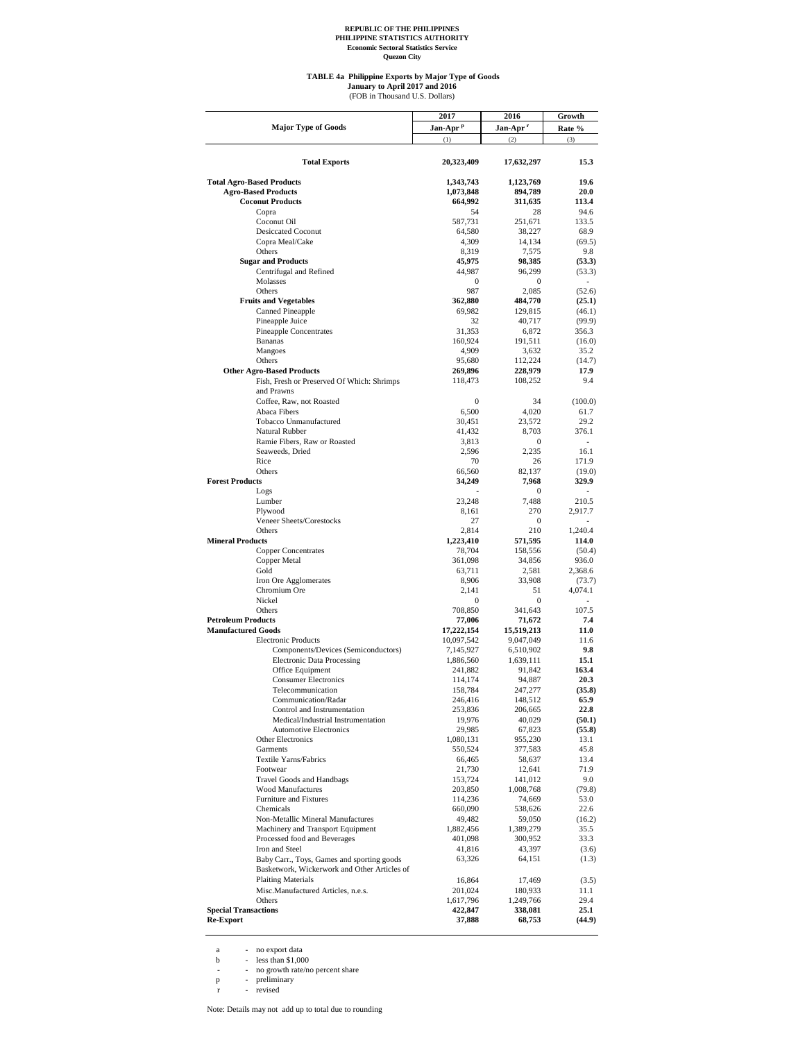REPUBLIC OF THE PHILIPPINES
PHILIPPINE STATISTICS AUTHORITY
Economic Sectoral Statistics Service
Quezon City

# TABLE 4a Philippine Exports by Major Type of Goods
January to April 2017 and 2016
(FOB in Thousand U.S. Dollars)

| Major Type of Goods | 2017 Jan-Apr p | 2016 Jan-Apr r | Growth Rate % |
|---|---|---|---|
| | (1) | (2) | (3) |
| **Total Exports** | **20,323,409** | **17,632,297** | **15.3** |
| **Total Agro-Based Products** | **1,343,743** | **1,123,769** | **19.6** |
| **Agro-Based Products** | **1,073,848** | **894,789** | **20.0** |
| **Coconut Products** | **664,992** | **311,635** | **113.4** |
| Copra | 54 | 28 | 94.6 |
| Coconut Oil | 587,731 | 251,671 | 133.5 |
| Desiccated Coconut | 64,580 | 38,227 | 68.9 |
| Copra Meal/Cake | 4,309 | 14,134 | (69.5) |
| Others | 8,319 | 7,575 | 9.8 |
| **Sugar and Products** | **45,975** | **98,385** | **(53.3)** |
| Centrifugal and Refined | 44,987 | 96,299 | (53.3) |
| Molasses | 0 | 0 | - |
| Others | 987 | 2,085 | (52.6) |
| **Fruits and Vegetables** | **362,880** | **484,770** | **(25.1)** |
| Canned Pineapple | 69,982 | 129,815 | (46.1) |
| Pineapple Juice | 32 | 40,717 | (99.9) |
| Pineapple Concentrates | 31,353 | 6,872 | 356.3 |
| Bananas | 160,924 | 191,511 | (16.0) |
| Mangoes | 4,909 | 3,632 | 35.2 |
| Others | 95,680 | 112,224 | (14.7) |
| **Other Agro-Based Products** | **269,896** | **228,979** | **17.9** |
| Fish, Fresh or Preserved Of Which: Shrimps and Prawns | 118,473 | 108,252 | 9.4 |
| Coffee, Raw, not Roasted | 0 | 34 | (100.0) |
| Abaca Fibers | 6,500 | 4,020 | 61.7 |
| Tobacco Unmanufactured | 30,451 | 23,572 | 29.2 |
| Natural Rubber | 41,432 | 8,703 | 376.1 |
| Ramie Fibers, Raw or Roasted | 3,813 | 0 | - |
| Seaweeds, Dried | 2,596 | 2,235 | 16.1 |
| Rice | 70 | 26 | 171.9 |
| Others | 66,560 | 82,137 | (19.0) |
| **Forest Products** | **34,249** | **7,968** | **329.9** |
| Logs | - | 0 | - |
| Lumber | 23,248 | 7,488 | 210.5 |
| Plywood | 8,161 | 270 | 2,917.7 |
| Veneer Sheets/Corestocks | 27 | 0 | - |
| Others | 2,814 | 210 | 1,240.4 |
| **Mineral Products** | **1,223,410** | **571,595** | **114.0** |
| Copper Concentrates | 78,704 | 158,556 | (50.4) |
| Copper Metal | 361,098 | 34,856 | 936.0 |
| Gold | 63,711 | 2,581 | 2,368.6 |
| Iron Ore Agglomerates | 8,906 | 33,908 | (73.7) |
| Chromium Ore | 2,141 | 51 | 4,074.1 |
| Nickel | 0 | 0 | - |
| Others | 708,850 | 341,643 | 107.5 |
| **Petroleum Products** | **77,006** | **71,672** | **7.4** |
| **Manufactured Goods** | **17,222,154** | **15,519,213** | **11.0** |
| Electronic Products | 10,097,542 | 9,047,049 | 11.6 |
| Components/Devices (Semiconductors) | 7,145,927 | 6,510,902 | **9.8** |
| Electronic Data Processing | 1,886,560 | 1,639,111 | **15.1** |
| Office Equipment | 241,882 | 91,842 | **163.4** |
| Consumer Electronics | 114,174 | 94,887 | **20.3** |
| Telecommunication | 158,784 | 247,277 | **(35.8)** |
| Communication/Radar | 246,416 | 148,512 | **65.9** |
| Control and Instrumentation | 253,836 | 206,665 | **22.8** |
| Medical/Industrial Instrumentation | 19,976 | 40,029 | **(50.1)** |
| Automotive Electronics | 29,985 | 67,823 | **(55.8)** |
| Other Electronics | 1,080,131 | 955,230 | 13.1 |
| Garments | 550,524 | 377,583 | 45.8 |
| Textile Yarns/Fabrics | 66,465 | 58,637 | 13.4 |
| Footwear | 21,730 | 12,641 | 71.9 |
| Travel Goods and Handbags | 153,724 | 141,012 | 9.0 |
| Wood Manufactures | 203,850 | 1,008,768 | (79.8) |
| Furniture and Fixtures | 114,236 | 74,669 | 53.0 |
| Chemicals | 660,090 | 538,626 | 22.6 |
| Non-Metallic Mineral Manufactures | 49,482 | 59,050 | (16.2) |
| Machinery and Transport Equipment | 1,882,456 | 1,389,279 | 35.5 |
| Processed food and Beverages | 401,098 | 300,952 | 33.3 |
| Iron and Steel | 41,816 | 43,397 | (3.6) |
| Baby Carr., Toys, Games and sporting goods | 63,326 | 64,151 | (1.3) |
| Basketwork, Wickerwork and Other Articles of Plaiting Materials | 16,864 | 17,469 | (3.5) |
| Misc.Manufactured Articles, n.e.s. | 201,024 | 180,933 | 11.1 |
| Others | 1,617,796 | 1,249,766 | 29.4 |
| **Special Transactions** | **422,847** | **338,081** | **25.1** |
| **Re-Export** | **37,888** | **68,753** | **(44.9)** |

a - no export data
b - less than $1,000
\- - no growth rate/no percent share
p - preliminary
r - revised

Note: Details may not add up to total due to rounding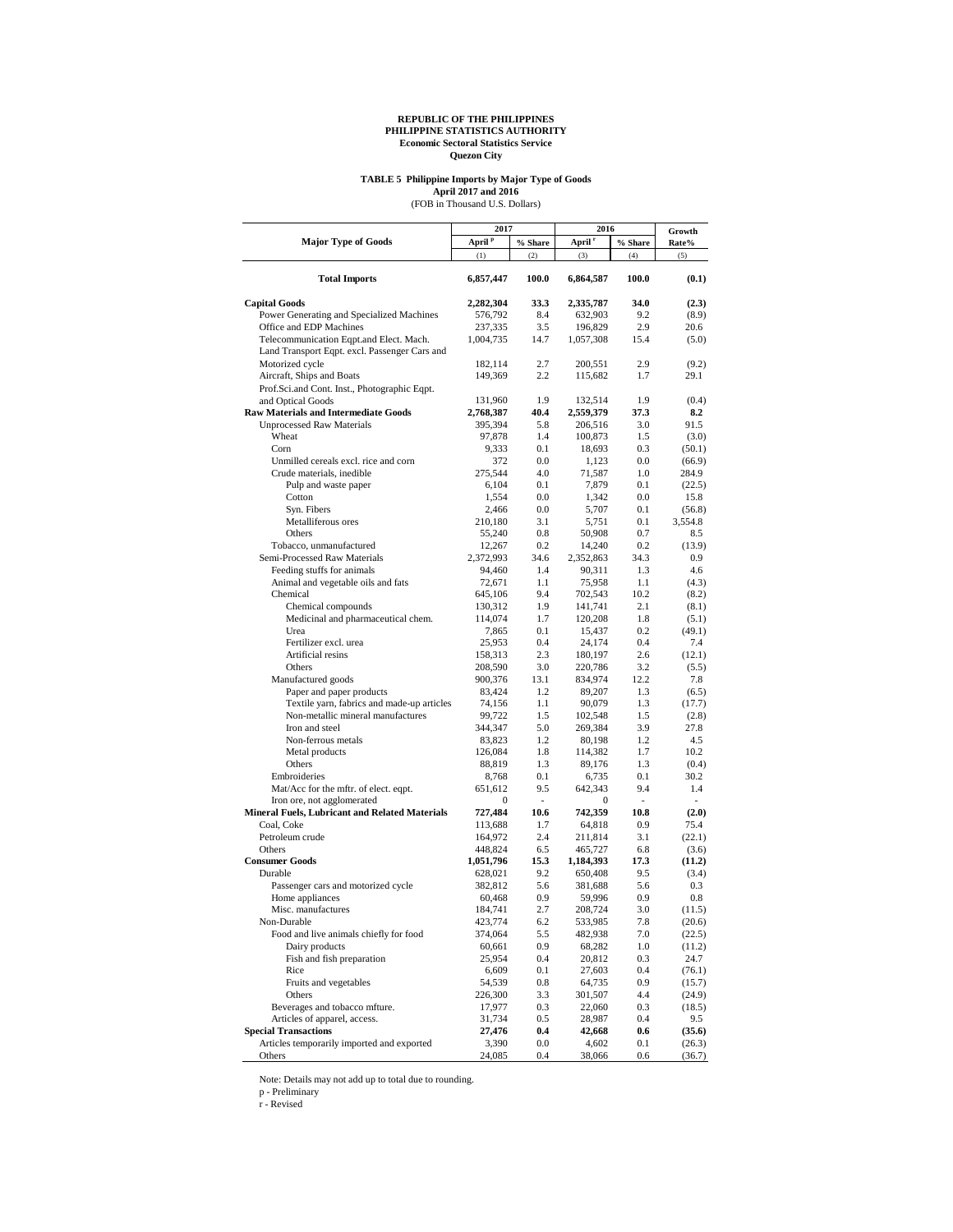**REPUBLIC OF THE PHILIPPINES**
**PHILIPPINE STATISTICS AUTHORITY**
**Economic Sectoral Statistics Service**
**Quezon City**

**TABLE 5 Philippine Imports by Major Type of Goods**
**April 2017 and 2016**
(FOB in Thousand U.S. Dollars)

| Major Type of Goods | 2017 | | 2016 | | Growth Rate% |
|---|---|---|---|---|---|
| | April [p] | % Share | April [r] | % Share | |
| | (1) | (2) | (3) | (4) | (5) |
| **Total Imports** | **6,857,447** | **100.0** | **6,864,587** | **100.0** | **(0.1)** |
| **Capital Goods** | **2,282,304** | **33.3** | **2,335,787** | **34.0** | **(2.3)** |
| Power Generating and Specialized Machines | 576,792 | 8.4 | 632,903 | 9.2 | (8.9) |
| Office and EDP Machines | 237,335 | 3.5 | 196,829 | 2.9 | 20.6 |
| Telecommunication Eqpt.and Elect. Mach. | 1,004,735 | 14.7 | 1,057,308 | 15.4 | (5.0) |
| Land Transport Eqpt. excl. Passenger Cars and Motorized cycle | 182,114 | 2.7 | 200,551 | 2.9 | (9.2) |
| Aircraft, Ships and Boats | 149,369 | 2.2 | 115,682 | 1.7 | 29.1 |
| Prof.Sci.and Cont. Inst., Photographic Eqpt. and Optical Goods | 131,960 | 1.9 | 132,514 | 1.9 | (0.4) |
| **Raw Materials and Intermediate Goods** | **2,768,387** | **40.4** | **2,559,379** | **37.3** | **8.2** |
| Unprocessed Raw Materials | 395,394 | 5.8 | 206,516 | 3.0 | 91.5 |
| Wheat | 97,878 | 1.4 | 100,873 | 1.5 | (3.0) |
| Corn | 9,333 | 0.1 | 18,693 | 0.3 | (50.1) |
| Unmilled cereals excl. rice and corn | 372 | 0.0 | 1,123 | 0.0 | (66.9) |
| Crude materials, inedible | 275,544 | 4.0 | 71,587 | 1.0 | 284.9 |
| Pulp and waste paper | 6,104 | 0.1 | 7,879 | 0.1 | (22.5) |
| Cotton | 1,554 | 0.0 | 1,342 | 0.0 | 15.8 |
| Syn. Fibers | 2,466 | 0.0 | 5,707 | 0.1 | (56.8) |
| Metalliferous ores | 210,180 | 3.1 | 5,751 | 0.1 | 3,554.8 |
| Others | 55,240 | 0.8 | 50,908 | 0.7 | 8.5 |
| Tobacco, unmanufactured | 12,267 | 0.2 | 14,240 | 0.2 | (13.9) |
| Semi-Processed Raw Materials | 2,372,993 | 34.6 | 2,352,863 | 34.3 | 0.9 |
| Feeding stuffs for animals | 94,460 | 1.4 | 90,311 | 1.3 | 4.6 |
| Animal and vegetable oils and fats | 72,671 | 1.1 | 75,958 | 1.1 | (4.3) |
| Chemical | 645,106 | 9.4 | 702,543 | 10.2 | (8.2) |
| Chemical compounds | 130,312 | 1.9 | 141,741 | 2.1 | (8.1) |
| Medicinal and pharmaceutical chem. | 114,074 | 1.7 | 120,208 | 1.8 | (5.1) |
| Urea | 7,865 | 0.1 | 15,437 | 0.2 | (49.1) |
| Fertilizer excl. urea | 25,953 | 0.4 | 24,174 | 0.4 | 7.4 |
| Artificial resins | 158,313 | 2.3 | 180,197 | 2.6 | (12.1) |
| Others | 208,590 | 3.0 | 220,786 | 3.2 | (5.5) |
| Manufactured goods | 900,376 | 13.1 | 834,974 | 12.2 | 7.8 |
| Paper and paper products | 83,424 | 1.2 | 89,207 | 1.3 | (6.5) |
| Textile yarn, fabrics and made-up articles | 74,156 | 1.1 | 90,079 | 1.3 | (17.7) |
| Non-metallic mineral manufactures | 99,722 | 1.5 | 102,548 | 1.5 | (2.8) |
| Iron and steel | 344,347 | 5.0 | 269,384 | 3.9 | 27.8 |
| Non-ferrous metals | 83,823 | 1.2 | 80,198 | 1.2 | 4.5 |
| Metal products | 126,084 | 1.8 | 114,382 | 1.7 | 10.2 |
| Others | 88,819 | 1.3 | 89,176 | 1.3 | (0.4) |
| Embroideries | 8,768 | 0.1 | 6,735 | 0.1 | 30.2 |
| Mat/Acc for the mftr. of elect. eqpt. | 651,612 | 9.5 | 642,343 | 9.4 | 1.4 |
| Iron ore, not agglomerated | 0 | - | 0 | - | - |
| **Mineral Fuels, Lubricant and Related Materials** | **727,484** | **10.6** | **742,359** | **10.8** | **(2.0)** |
| Coal, Coke | 113,688 | 1.7 | 64,818 | 0.9 | 75.4 |
| Petroleum crude | 164,972 | 2.4 | 211,814 | 3.1 | (22.1) |
| Others | 448,824 | 6.5 | 465,727 | 6.8 | (3.6) |
| **Consumer Goods** | **1,051,796** | **15.3** | **1,184,393** | **17.3** | **(11.2)** |
| Durable | 628,021 | 9.2 | 650,408 | 9.5 | (3.4) |
| Passenger cars and motorized cycle | 382,812 | 5.6 | 381,688 | 5.6 | 0.3 |
| Home appliances | 60,468 | 0.9 | 59,996 | 0.9 | 0.8 |
| Misc. manufactures | 184,741 | 2.7 | 208,724 | 3.0 | (11.5) |
| Non-Durable | 423,774 | 6.2 | 533,985 | 7.8 | (20.6) |
| Food and live animals chiefly for food | 374,064 | 5.5 | 482,938 | 7.0 | (22.5) |
| Dairy products | 60,661 | 0.9 | 68,282 | 1.0 | (11.2) |
| Fish and fish preparation | 25,954 | 0.4 | 20,812 | 0.3 | 24.7 |
| Rice | 6,609 | 0.1 | 27,603 | 0.4 | (76.1) |
| Fruits and vegetables | 54,539 | 0.8 | 64,735 | 0.9 | (15.7) |
| Others | 226,300 | 3.3 | 301,507 | 4.4 | (24.9) |
| Beverages and tobacco mfture. | 17,977 | 0.3 | 22,060 | 0.3 | (18.5) |
| Articles of apparel, access. | 31,734 | 0.5 | 28,987 | 0.4 | 9.5 |
| **Special Transactions** | **27,476** | **0.4** | **42,668** | **0.6** | **(35.6)** |
| Articles temporarily imported and exported | 3,390 | 0.0 | 4,602 | 0.1 | (26.3) |
| Others | 24,085 | 0.4 | 38,066 | 0.6 | (36.7) |

Note: Details may not add up to total due to rounding.

p - Preliminary

r - Revised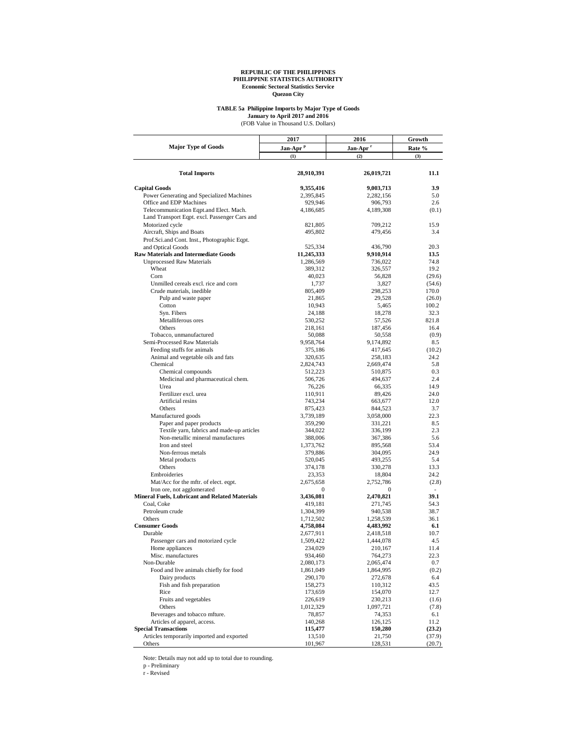**REPUBLIC OF THE PHILIPPINES**
**PHILIPPINE STATISTICS AUTHORITY**
**Economic Sectoral Statistics Service**
**Quezon City**

**TABLE 5a Philippine Imports by Major Type of Goods**
**January to April 2017 and 2016**
(FOB Value in Thousand U.S. Dollars)

| Major Type of Goods | 2017 Jan-Apr [p] | 2016 Jan-Apr [r] | Growth Rate % |
|---|---|---|---|
| | (1) | (2) | (3) |
| **Total Imports** | **28,910,391** | **26,019,721** | **11.1** |
| **Capital Goods** | **9,355,416** | **9,003,713** | **3.9** |
| Power Generating and Specialized Machines | 2,395,845 | 2,282,156 | 5.0 |
| Office and EDP Machines | 929,946 | 906,793 | 2.6 |
| Telecommunication Eqpt.and Elect. Mach. | 4,186,685 | 4,189,308 | (0.1) |
| Land Transport Eqpt. excl. Passenger Cars and Motorized cycle | 821,805 | 709,212 | 15.9 |
| Aircraft, Ships and Boats | 495,802 | 479,456 | 3.4 |
| Prof.Sci.and Cont. Inst., Photographic Eqpt. and Optical Goods | 525,334 | 436,790 | 20.3 |
| **Raw Materials and Intermediate Goods** | **11,245,333** | **9,910,914** | **13.5** |
| Unprocessed Raw Materials | 1,286,569 | 736,022 | 74.8 |
| Wheat | 389,312 | 326,557 | 19.2 |
| Corn | 40,023 | 56,828 | (29.6) |
| Unmilled cereals excl. rice and corn | 1,737 | 3,827 | (54.6) |
| Crude materials, inedible | 805,409 | 298,253 | 170.0 |
| Pulp and waste paper | 21,865 | 29,528 | (26.0) |
| Cotton | 10,943 | 5,465 | 100.2 |
| Syn. Fibers | 24,188 | 18,278 | 32.3 |
| Metalliferous ores | 530,252 | 57,526 | 821.8 |
| Others | 218,161 | 187,456 | 16.4 |
| Tobacco, unmanufactured | 50,088 | 50,558 | (0.9) |
| Semi-Processed Raw Materials | 9,958,764 | 9,174,892 | 8.5 |
| Feeding stuffs for animals | 375,186 | 417,645 | (10.2) |
| Animal and vegetable oils and fats | 320,635 | 258,183 | 24.2 |
| Chemical | 2,824,743 | 2,669,474 | 5.8 |
| Chemical compounds | 512,223 | 510,875 | 0.3 |
| Medicinal and pharmaceutical chem. | 506,726 | 494,637 | 2.4 |
| Urea | 76,226 | 66,335 | 14.9 |
| Fertilizer excl. urea | 110,911 | 89,426 | 24.0 |
| Artificial resins | 743,234 | 663,677 | 12.0 |
| Others | 875,423 | 844,523 | 3.7 |
| Manufactured goods | 3,739,189 | 3,058,000 | 22.3 |
| Paper and paper products | 359,290 | 331,221 | 8.5 |
| Textile yarn, fabrics and made-up articles | 344,022 | 336,199 | 2.3 |
| Non-metallic mineral manufactures | 388,006 | 367,386 | 5.6 |
| Iron and steel | 1,373,762 | 895,568 | 53.4 |
| Non-ferrous metals | 379,886 | 304,095 | 24.9 |
| Metal products | 520,045 | 493,255 | 5.4 |
| Others | 374,178 | 330,278 | 13.3 |
| Embroideries | 23,353 | 18,804 | 24.2 |
| Mat/Acc for the mftr. of elect. eqpt. | 2,675,658 | 2,752,786 | (2.8) |
| Iron ore, not agglomerated | 0 | 0 | - |
| **Mineral Fuels, Lubricant and Related Materials** | **3,436,081** | **2,470,821** | **39.1** |
| Coal, Coke | 419,181 | 271,745 | 54.3 |
| Petroleum crude | 1,304,399 | 940,538 | 38.7 |
| Others | 1,712,502 | 1,258,539 | 36.1 |
| **Consumer Goods** | **4,758,084** | **4,483,992** | **6.1** |
| Durable | 2,677,911 | 2,418,518 | 10.7 |
| Passenger cars and motorized cycle | 1,509,422 | 1,444,078 | 4.5 |
| Home appliances | 234,029 | 210,167 | 11.4 |
| Misc. manufactures | 934,460 | 764,273 | 22.3 |
| Non-Durable | 2,080,173 | 2,065,474 | 0.7 |
| Food and live animals chiefly for food | 1,861,049 | 1,864,995 | (0.2) |
| Dairy products | 290,170 | 272,678 | 6.4 |
| Fish and fish preparation | 158,273 | 110,312 | 43.5 |
| Rice | 173,659 | 154,070 | 12.7 |
| Fruits and vegetables | 226,619 | 230,213 | (1.6) |
| Others | 1,012,329 | 1,097,721 | (7.8) |
| Beverages and tobacco mfture. | 78,857 | 74,353 | 6.1 |
| Articles of apparel, access. | 140,268 | 126,125 | 11.2 |
| **Special Transactions** | **115,477** | **150,280** | **(23.2)** |
| Articles temporarily imported and exported | 13,510 | 21,750 | (37.9) |
| Others | 101,967 | 128,531 | (20.7) |

Note: Details may not add up to total due to rounding.

p - Preliminary

r - Revised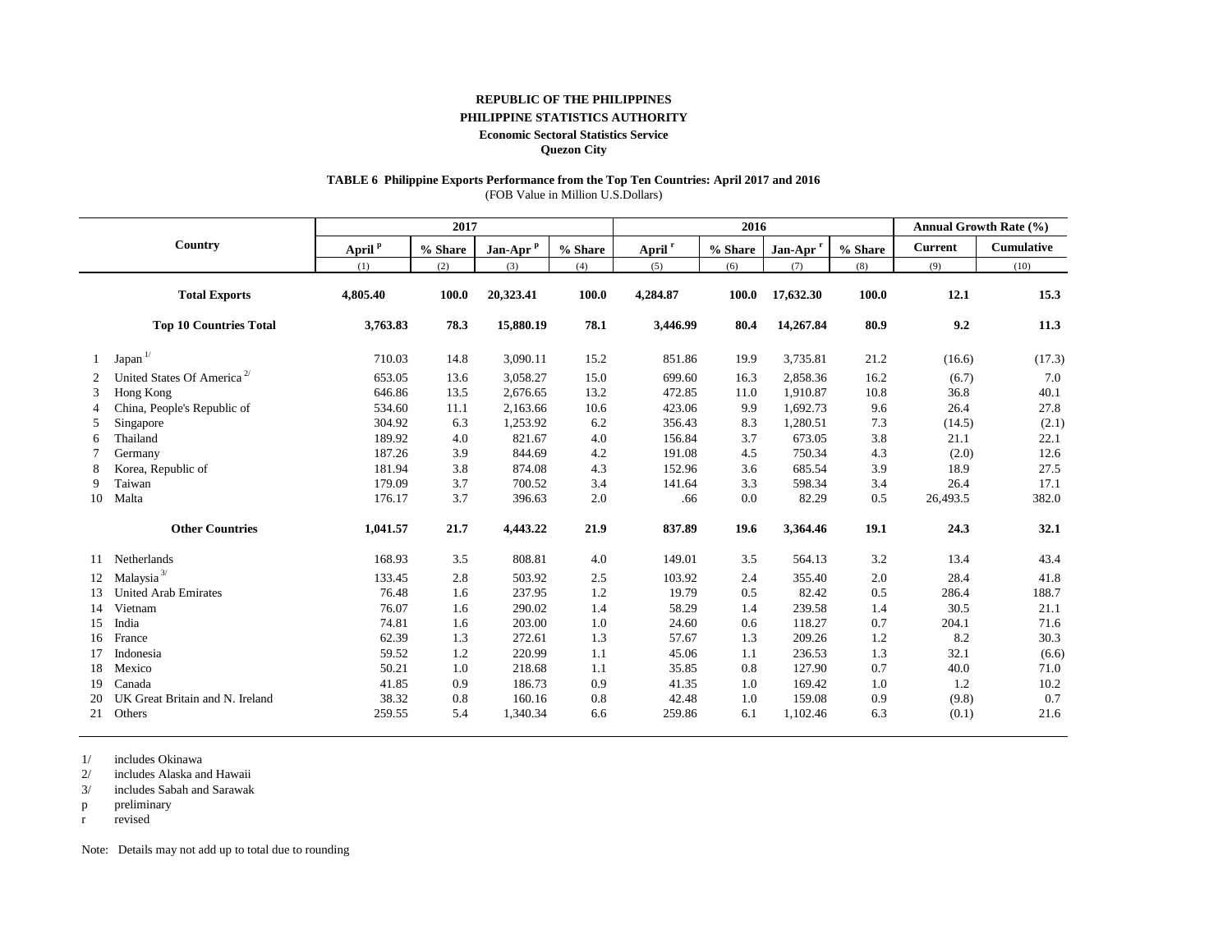**REPUBLIC OF THE PHILIPPINES**

**PHILIPPINE STATISTICS AUTHORITY**

**Economic Sectoral Statistics Service**

**Quezon City**

**TABLE 6 Philippine Exports Performance from the Top Ten Countries: April 2017 and 2016**

(FOB Value in Million U.S.Dollars)

| | Country | 2017 | | | | 2016 | | | | Annual Growth Rate (%) | |
|---|---|---|---|---|---|---|---|---|---|---|---|
| | | April p | % Share | Jan-Apr p | % Share | April r | % Share | Jan-Apr r | % Share | Current | Cumulative |
| | | (1) | (2) | (3) | (4) | (5) | (6) | (7) | (8) | (9) | (10) |
| | **Total Exports** | **4,805.40** | **100.0** | **20,323.41** | **100.0** | **4,284.87** | **100.0** | **17,632.30** | **100.0** | **12.1** | **15.3** |
| | **Top 10 Countries Total** | **3,763.83** | **78.3** | **15,880.19** | **78.1** | **3,446.99** | **80.4** | **14,267.84** | **80.9** | **9.2** | **11.3** |
| 1 | Japan 1/ | 710.03 | 14.8 | 3,090.11 | 15.2 | 851.86 | 19.9 | 3,735.81 | 21.2 | (16.6) | (17.3) |
| 2 | United States Of America 2/ | 653.05 | 13.6 | 3,058.27 | 15.0 | 699.60 | 16.3 | 2,858.36 | 16.2 | (6.7) | 7.0 |
| 3 | Hong Kong | 646.86 | 13.5 | 2,676.65 | 13.2 | 472.85 | 11.0 | 1,910.87 | 10.8 | 36.8 | 40.1 |
| 4 | China, People's Republic of | 534.60 | 11.1 | 2,163.66 | 10.6 | 423.06 | 9.9 | 1,692.73 | 9.6 | 26.4 | 27.8 |
| 5 | Singapore | 304.92 | 6.3 | 1,253.92 | 6.2 | 356.43 | 8.3 | 1,280.51 | 7.3 | (14.5) | (2.1) |
| 6 | Thailand | 189.92 | 4.0 | 821.67 | 4.0 | 156.84 | 3.7 | 673.05 | 3.8 | 21.1 | 22.1 |
| 7 | Germany | 187.26 | 3.9 | 844.69 | 4.2 | 191.08 | 4.5 | 750.34 | 4.3 | (2.0) | 12.6 |
| 8 | Korea, Republic of | 181.94 | 3.8 | 874.08 | 4.3 | 152.96 | 3.6 | 685.54 | 3.9 | 18.9 | 27.5 |
| 9 | Taiwan | 179.09 | 3.7 | 700.52 | 3.4 | 141.64 | 3.3 | 598.34 | 3.4 | 26.4 | 17.1 |
| 10 | Malta | 176.17 | 3.7 | 396.63 | 2.0 | .66 | 0.0 | 82.29 | 0.5 | 26,493.5 | 382.0 |
| | **Other Countries** | **1,041.57** | **21.7** | **4,443.22** | **21.9** | **837.89** | **19.6** | **3,364.46** | **19.1** | **24.3** | **32.1** |
| 11 | Netherlands | 168.93 | 3.5 | 808.81 | 4.0 | 149.01 | 3.5 | 564.13 | 3.2 | 13.4 | 43.4 |
| 12 | Malaysia 3/ | 133.45 | 2.8 | 503.92 | 2.5 | 103.92 | 2.4 | 355.40 | 2.0 | 28.4 | 41.8 |
| 13 | United Arab Emirates | 76.48 | 1.6 | 237.95 | 1.2 | 19.79 | 0.5 | 82.42 | 0.5 | 286.4 | 188.7 |
| 14 | Vietnam | 76.07 | 1.6 | 290.02 | 1.4 | 58.29 | 1.4 | 239.58 | 1.4 | 30.5 | 21.1 |
| 15 | India | 74.81 | 1.6 | 203.00 | 1.0 | 24.60 | 0.6 | 118.27 | 0.7 | 204.1 | 71.6 |
| 16 | France | 62.39 | 1.3 | 272.61 | 1.3 | 57.67 | 1.3 | 209.26 | 1.2 | 8.2 | 30.3 |
| 17 | Indonesia | 59.52 | 1.2 | 220.99 | 1.1 | 45.06 | 1.1 | 236.53 | 1.3 | 32.1 | (6.6) |
| 18 | Mexico | 50.21 | 1.0 | 218.68 | 1.1 | 35.85 | 0.8 | 127.90 | 0.7 | 40.0 | 71.0 |
| 19 | Canada | 41.85 | 0.9 | 186.73 | 0.9 | 41.35 | 1.0 | 169.42 | 1.0 | 1.2 | 10.2 |
| 20 | UK Great Britain and N. Ireland | 38.32 | 0.8 | 160.16 | 0.8 | 42.48 | 1.0 | 159.08 | 0.9 | (9.8) | 0.7 |
| 21 | Others | 259.55 | 5.4 | 1,340.34 | 6.6 | 259.86 | 6.1 | 1,102.46 | 6.3 | (0.1) | 21.6 |

1/ includes Okinawa
2/ includes Alaska and Hawaii
3/ includes Sabah and Sarawak
p preliminary
r revised

Note: Details may not add up to total due to rounding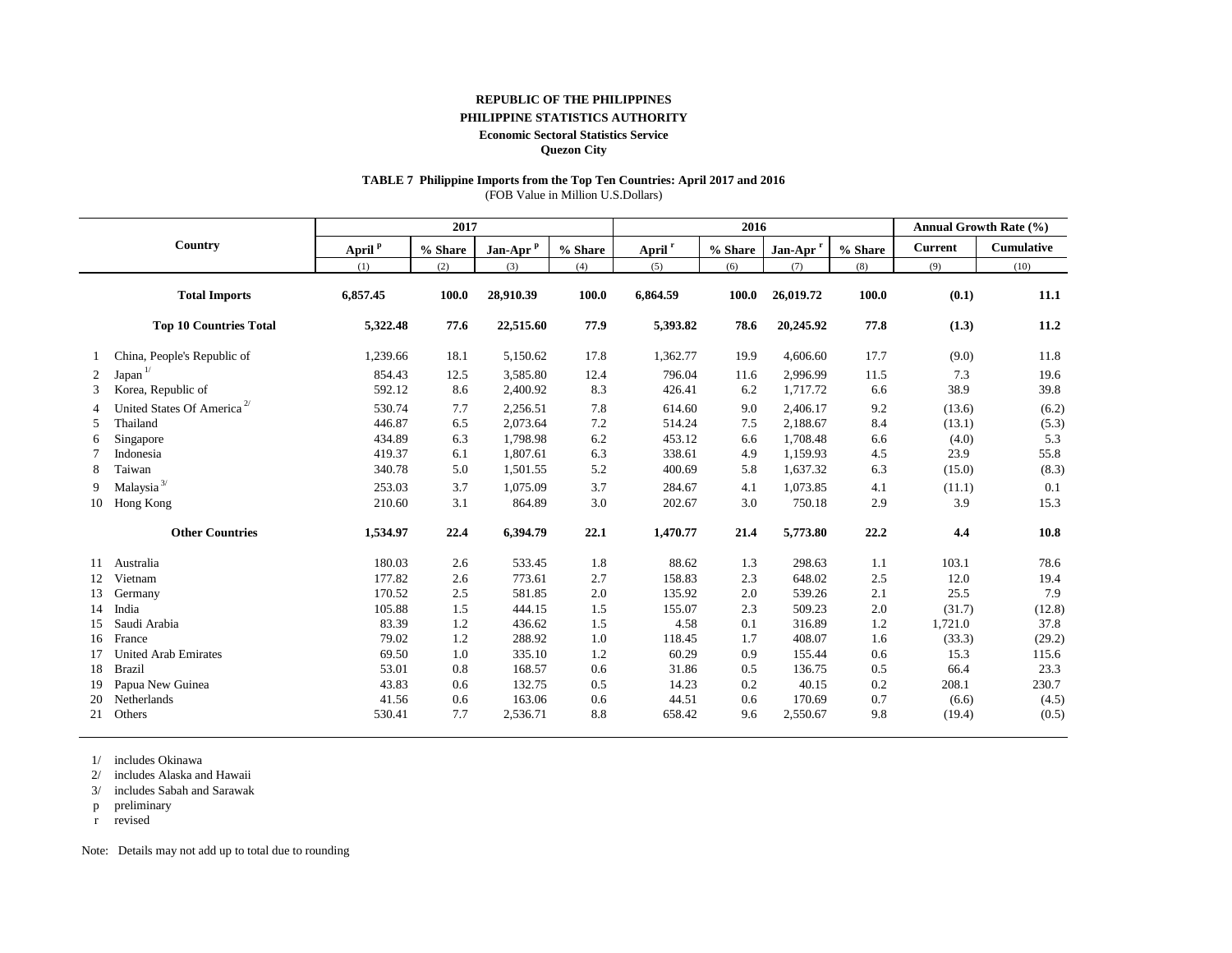**REPUBLIC OF THE PHILIPPINES**

**PHILIPPINE STATISTICS AUTHORITY**

**Economic Sectoral Statistics Service**

**Quezon City**

**TABLE 7 Philippine Imports from the Top Ten Countries: April 2017 and 2016**

(FOB Value in Million U.S.Dollars)

| | Country | 2017 | | | | 2016 | | | | Annual Growth Rate (%) | |
|---|---|---|---|---|---|---|---|---|---|---|---|
| | | April p | % Share | Jan-Apr p | % Share | April r | % Share | Jan-Apr r | % Share | Current | Cumulative |
| | | (1) | (2) | (3) | (4) | (5) | (6) | (7) | (8) | (9) | (10) |
| | **Total Imports** | **6,857.45** | **100.0** | **28,910.39** | **100.0** | **6,864.59** | **100.0** | **26,019.72** | **100.0** | **(0.1)** | **11.1** |
| | **Top 10 Countries Total** | **5,322.48** | **77.6** | **22,515.60** | **77.9** | **5,393.82** | **78.6** | **20,245.92** | **77.8** | **(1.3)** | **11.2** |
| 1 | China, People's Republic of | 1,239.66 | 18.1 | 5,150.62 | 17.8 | 1,362.77 | 19.9 | 4,606.60 | 17.7 | (9.0) | 11.8 |
| 2 | Japan [1/] | 854.43 | 12.5 | 3,585.80 | 12.4 | 796.04 | 11.6 | 2,996.99 | 11.5 | 7.3 | 19.6 |
| 3 | Korea, Republic of | 592.12 | 8.6 | 2,400.92 | 8.3 | 426.41 | 6.2 | 1,717.72 | 6.6 | 38.9 | 39.8 |
| 4 | United States Of America [2/] | 530.74 | 7.7 | 2,256.51 | 7.8 | 614.60 | 9.0 | 2,406.17 | 9.2 | (13.6) | (6.2) |
| 5 | Thailand | 446.87 | 6.5 | 2,073.64 | 7.2 | 514.24 | 7.5 | 2,188.67 | 8.4 | (13.1) | (5.3) |
| 6 | Singapore | 434.89 | 6.3 | 1,798.98 | 6.2 | 453.12 | 6.6 | 1,708.48 | 6.6 | (4.0) | 5.3 |
| 7 | Indonesia | 419.37 | 6.1 | 1,807.61 | 6.3 | 338.61 | 4.9 | 1,159.93 | 4.5 | 23.9 | 55.8 |
| 8 | Taiwan | 340.78 | 5.0 | 1,501.55 | 5.2 | 400.69 | 5.8 | 1,637.32 | 6.3 | (15.0) | (8.3) |
| 9 | Malaysia [3/] | 253.03 | 3.7 | 1,075.09 | 3.7 | 284.67 | 4.1 | 1,073.85 | 4.1 | (11.1) | 0.1 |
| 10 | Hong Kong | 210.60 | 3.1 | 864.89 | 3.0 | 202.67 | 3.0 | 750.18 | 2.9 | 3.9 | 15.3 |
| | **Other Countries** | **1,534.97** | **22.4** | **6,394.79** | **22.1** | **1,470.77** | **21.4** | **5,773.80** | **22.2** | **4.4** | **10.8** |
| 11 | Australia | 180.03 | 2.6 | 533.45 | 1.8 | 88.62 | 1.3 | 298.63 | 1.1 | 103.1 | 78.6 |
| 12 | Vietnam | 177.82 | 2.6 | 773.61 | 2.7 | 158.83 | 2.3 | 648.02 | 2.5 | 12.0 | 19.4 |
| 13 | Germany | 170.52 | 2.5 | 581.85 | 2.0 | 135.92 | 2.0 | 539.26 | 2.1 | 25.5 | 7.9 |
| 14 | India | 105.88 | 1.5 | 444.15 | 1.5 | 155.07 | 2.3 | 509.23 | 2.0 | (31.7) | (12.8) |
| 15 | Saudi Arabia | 83.39 | 1.2 | 436.62 | 1.5 | 4.58 | 0.1 | 316.89 | 1.2 | 1,721.0 | 37.8 |
| 16 | France | 79.02 | 1.2 | 288.92 | 1.0 | 118.45 | 1.7 | 408.07 | 1.6 | (33.3) | (29.2) |
| 17 | United Arab Emirates | 69.50 | 1.0 | 335.10 | 1.2 | 60.29 | 0.9 | 155.44 | 0.6 | 15.3 | 115.6 |
| 18 | Brazil | 53.01 | 0.8 | 168.57 | 0.6 | 31.86 | 0.5 | 136.75 | 0.5 | 66.4 | 23.3 |
| 19 | Papua New Guinea | 43.83 | 0.6 | 132.75 | 0.5 | 14.23 | 0.2 | 40.15 | 0.2 | 208.1 | 230.7 |
| 20 | Netherlands | 41.56 | 0.6 | 163.06 | 0.6 | 44.51 | 0.6 | 170.69 | 0.7 | (6.6) | (4.5) |
| 21 | Others | 530.41 | 7.7 | 2,536.71 | 8.8 | 658.42 | 9.6 | 2,550.67 | 9.8 | (19.4) | (0.5) |

1/ includes Okinawa

2/ includes Alaska and Hawaii

3/ includes Sabah and Sarawak

p preliminary

r revised

Note: Details may not add up to total due to rounding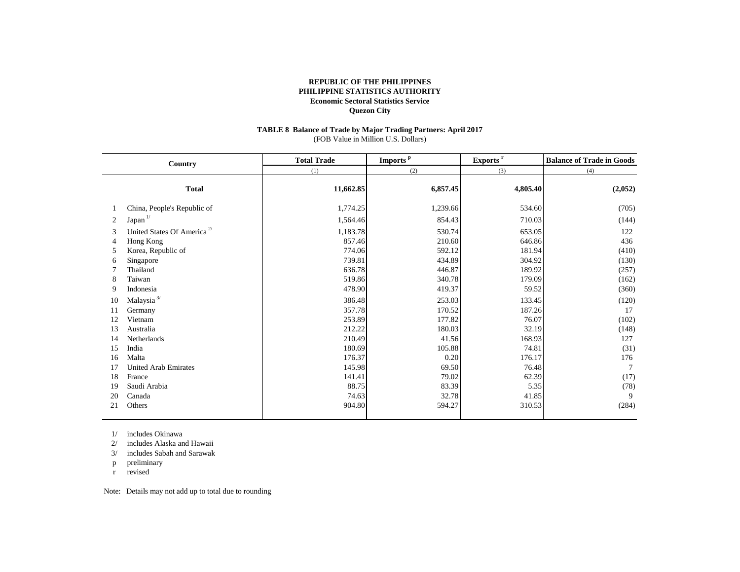**REPUBLIC OF THE PHILIPPINES**
**PHILIPPINE STATISTICS AUTHORITY**
**Economic Sectoral Statistics Service**
**Quezon City**

**TABLE 8 Balance of Trade by Major Trading Partners: April 2017**
(FOB Value in Million U.S. Dollars)

| | Country | Total Trade | Imports [p] | Exports [r] | Balance of Trade in Goods |
|---|---|---|---|---|---|
| | | (1) | (2) | (3) | (4) |
| | **Total** | **11,662.85** | **6,857.45** | **4,805.40** | **(2,052)** |
| 1 | China, People's Republic of | 1,774.25 | 1,239.66 | 534.60 | (705) |
| 2 | Japan [1/] | 1,564.46 | 854.43 | 710.03 | (144) |
| 3 | United States Of America [2/] | 1,183.78 | 530.74 | 653.05 | 122 |
| 4 | Hong Kong | 857.46 | 210.60 | 646.86 | 436 |
| 5 | Korea, Republic of | 774.06 | 592.12 | 181.94 | (410) |
| 6 | Singapore | 739.81 | 434.89 | 304.92 | (130) |
| 7 | Thailand | 636.78 | 446.87 | 189.92 | (257) |
| 8 | Taiwan | 519.86 | 340.78 | 179.09 | (162) |
| 9 | Indonesia | 478.90 | 419.37 | 59.52 | (360) |
| 10 | Malaysia [3/] | 386.48 | 253.03 | 133.45 | (120) |
| 11 | Germany | 357.78 | 170.52 | 187.26 | 17 |
| 12 | Vietnam | 253.89 | 177.82 | 76.07 | (102) |
| 13 | Australia | 212.22 | 180.03 | 32.19 | (148) |
| 14 | Netherlands | 210.49 | 41.56 | 168.93 | 127 |
| 15 | India | 180.69 | 105.88 | 74.81 | (31) |
| 16 | Malta | 176.37 | 0.20 | 176.17 | 176 |
| 17 | United Arab Emirates | 145.98 | 69.50 | 76.48 | 7 |
| 18 | France | 141.41 | 79.02 | 62.39 | (17) |
| 19 | Saudi Arabia | 88.75 | 83.39 | 5.35 | (78) |
| 20 | Canada | 74.63 | 32.78 | 41.85 | 9 |
| 21 | Others | 904.80 | 594.27 | 310.53 | (284) |

1/ includes Okinawa
2/ includes Alaska and Hawaii
3/ includes Sabah and Sarawak
p preliminary
r revised

Note: Details may not add up to total due to rounding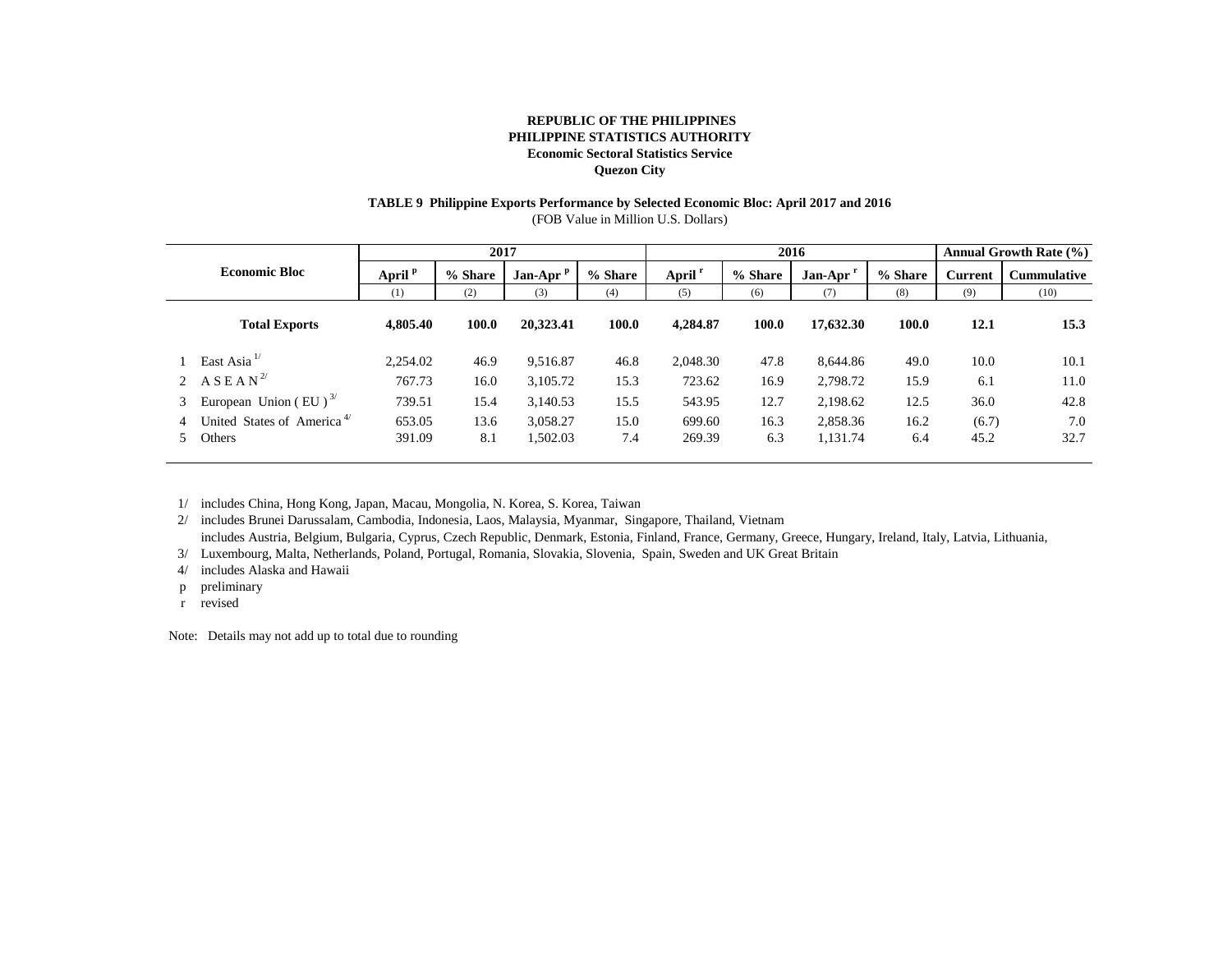**REPUBLIC OF THE PHILIPPINES**
**PHILIPPINE STATISTICS AUTHORITY**
**Economic Sectoral Statistics Service**
**Quezon City**

**TABLE 9 Philippine Exports Performance by Selected Economic Bloc: April 2017 and 2016**
(FOB Value in Million U.S. Dollars)

| | Economic Bloc | 2017 | | | | 2016 | | | | Annual Growth Rate (%) | |
|---|---|---|---|---|---|---|---|---|---|---|---|
| | | April [p] | % Share | Jan-Apr [p] | % Share | April [r] | % Share | Jan-Apr [r] | % Share | Current | Cummulative |
| | | (1) | (2) | (3) | (4) | (5) | (6) | (7) | (8) | (9) | (10) |
| | **Total Exports** | **4,805.40** | **100.0** | **20,323.41** | **100.0** | **4,284.87** | **100.0** | **17,632.30** | **100.0** | **12.1** | **15.3** |
| 1 | East Asia [1/] | 2,254.02 | 46.9 | 9,516.87 | 46.8 | 2,048.30 | 47.8 | 8,644.86 | 49.0 | 10.0 | 10.1 |
| 2 | A S E A N [2/] | 767.73 | 16.0 | 3,105.72 | 15.3 | 723.62 | 16.9 | 2,798.72 | 15.9 | 6.1 | 11.0 |
| 3 | European Union ( EU ) [3/] | 739.51 | 15.4 | 3,140.53 | 15.5 | 543.95 | 12.7 | 2,198.62 | 12.5 | 36.0 | 42.8 |
| 4 | United States of America [4/] | 653.05 | 13.6 | 3,058.27 | 15.0 | 699.60 | 16.3 | 2,858.36 | 16.2 | (6.7) | 7.0 |
| 5 | Others | 391.09 | 8.1 | 1,502.03 | 7.4 | 269.39 | 6.3 | 1,131.74 | 6.4 | 45.2 | 32.7 |

1/ includes China, Hong Kong, Japan, Macau, Mongolia, N. Korea, S. Korea, Taiwan
2/ includes Brunei Darussalam, Cambodia, Indonesia, Laos, Malaysia, Myanmar, Singapore, Thailand, Vietnam
3/ includes Austria, Belgium, Bulgaria, Cyprus, Czech Republic, Denmark, Estonia, Finland, France, Germany, Greece, Hungary, Ireland, Italy, Latvia, Lithuania, Luxembourg, Malta, Netherlands, Poland, Portugal, Romania, Slovakia, Slovenia, Spain, Sweden and UK Great Britain
4/ includes Alaska and Hawaii
p preliminary
r revised

Note: Details may not add up to total due to rounding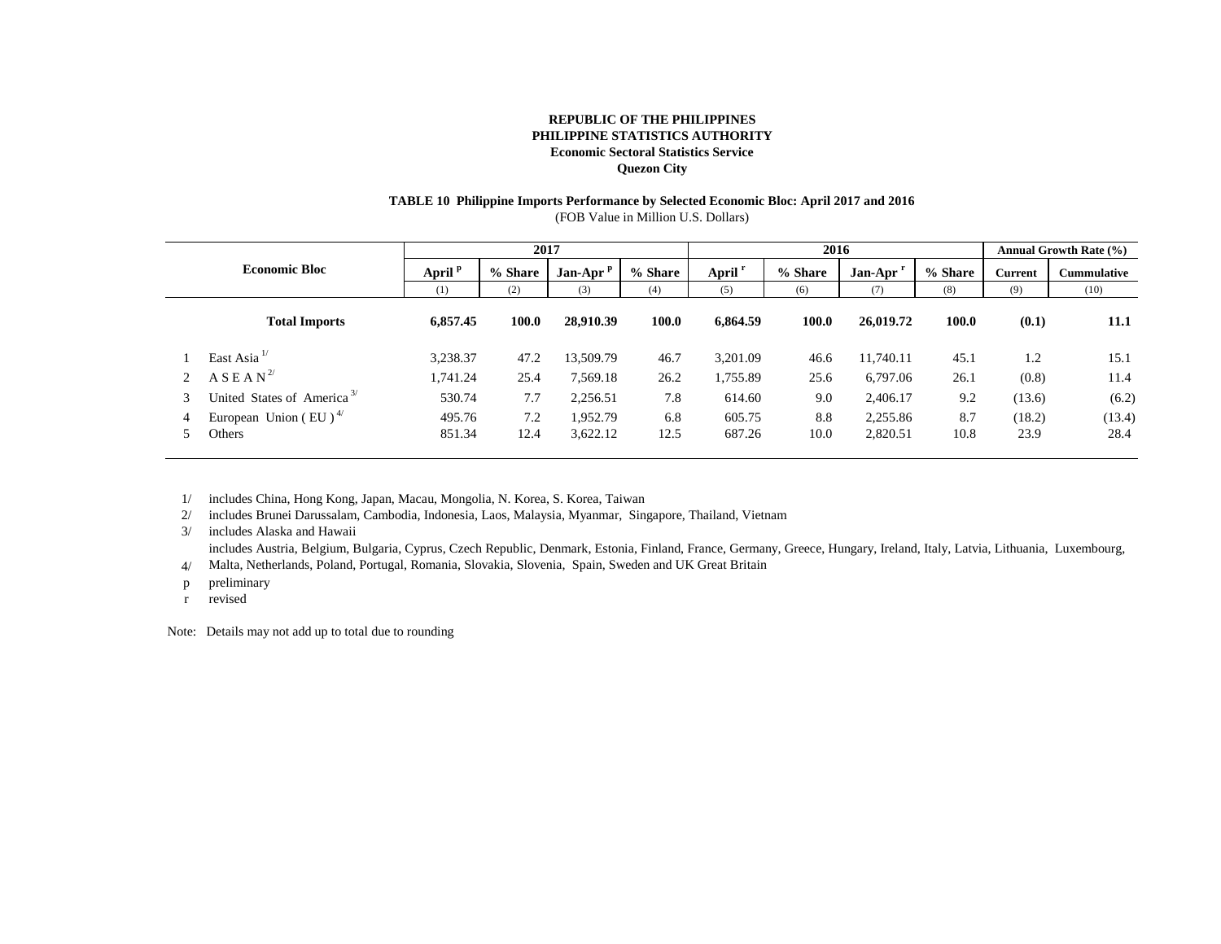**REPUBLIC OF THE PHILIPPINES**
**PHILIPPINE STATISTICS AUTHORITY**
**Economic Sectoral Statistics Service**
**Quezon City**

**TABLE 10 Philippine Imports Performance by Selected Economic Bloc: April 2017 and 2016**
(FOB Value in Million U.S. Dollars)

| | Economic Bloc | 2017 | | | | 2016 | | | | Annual Growth Rate (%) | |
|---|---|---|---|---|---|---|---|---|---|---|---|
| | | April p | % Share | Jan-Apr p | % Share | April r | % Share | Jan-Apr r | % Share | Current | Cummulative |
| | | (1) | (2) | (3) | (4) | (5) | (6) | (7) | (8) | (9) | (10) |
| | **Total Imports** | **6,857.45** | **100.0** | **28,910.39** | **100.0** | **6,864.59** | **100.0** | **26,019.72** | **100.0** | **(0.1)** | **11.1** |
| 1 | East Asia [1/] | 3,238.37 | 47.2 | 13,509.79 | 46.7 | 3,201.09 | 46.6 | 11,740.11 | 45.1 | 1.2 | 15.1 |
| 2 | A S E A N [2/] | 1,741.24 | 25.4 | 7,569.18 | 26.2 | 1,755.89 | 25.6 | 6,797.06 | 26.1 | (0.8) | 11.4 |
| 3 | United States of America [3/] | 530.74 | 7.7 | 2,256.51 | 7.8 | 614.60 | 9.0 | 2,406.17 | 9.2 | (13.6) | (6.2) |
| 4 | European Union ( EU ) [4/] | 495.76 | 7.2 | 1,952.79 | 6.8 | 605.75 | 8.8 | 2,255.86 | 8.7 | (18.2) | (13.4) |
| 5 | Others | 851.34 | 12.4 | 3,622.12 | 12.5 | 687.26 | 10.0 | 2,820.51 | 10.8 | 23.9 | 28.4 |

1/ includes China, Hong Kong, Japan, Macau, Mongolia, N. Korea, S. Korea, Taiwan
2/ includes Brunei Darussalam, Cambodia, Indonesia, Laos, Malaysia, Myanmar, Singapore, Thailand, Vietnam
3/ includes Alaska and Hawaii
4/ includes Austria, Belgium, Bulgaria, Cyprus, Czech Republic, Denmark, Estonia, Finland, France, Germany, Greece, Hungary, Ireland, Italy, Latvia, Lithuania, Luxembourg, Malta, Netherlands, Poland, Portugal, Romania, Slovakia, Slovenia, Spain, Sweden and UK Great Britain
p preliminary
r revised

Note: Details may not add up to total due to rounding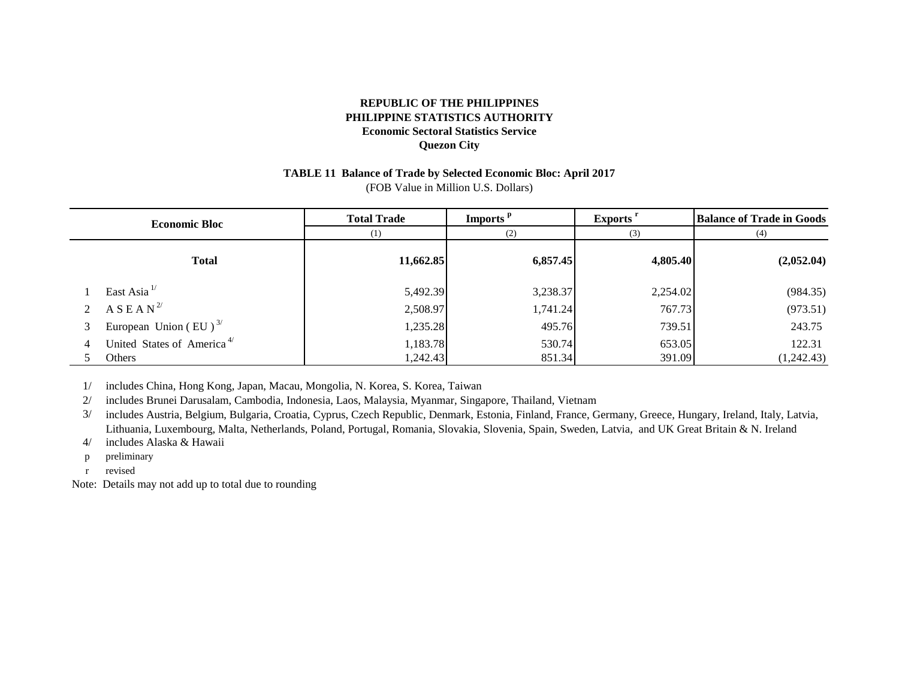**REPUBLIC OF THE PHILIPPINES**
**PHILIPPINE STATISTICS AUTHORITY**
**Economic Sectoral Statistics Service**
**Quezon City**

**TABLE 11 Balance of Trade by Selected Economic Bloc: April 2017**
(FOB Value in Million U.S. Dollars)

| | Economic Bloc | Total Trade | Imports [p] | Exports [r] | Balance of Trade in Goods |
|---|---|---|---|---|---|
| | | (1) | (2) | (3) | (4) |
| | **Total** | **11,662.85** | **6,857.45** | **4,805.40** | **(2,052.04)** |
| 1 | East Asia [1/] | 5,492.39 | 3,238.37 | 2,254.02 | (984.35) |
| 2 | A S E A N [2/] | 2,508.97 | 1,741.24 | 767.73 | (973.51) |
| 3 | European Union ( EU ) [3/] | 1,235.28 | 495.76 | 739.51 | 243.75 |
| 4 | United States of America [4/] | 1,183.78 | 530.74 | 653.05 | 122.31 |
| 5 | Others | 1,242.43 | 851.34 | 391.09 | (1,242.43) |

1/ includes China, Hong Kong, Japan, Macau, Mongolia, N. Korea, S. Korea, Taiwan

2/ includes Brunei Darusalam, Cambodia, Indonesia, Laos, Malaysia, Myanmar, Singapore, Thailand, Vietnam

3/ includes Austria, Belgium, Bulgaria, Croatia, Cyprus, Czech Republic, Denmark, Estonia, Finland, France, Germany, Greece, Hungary, Ireland, Italy, Latvia, Lithuania, Luxembourg, Malta, Netherlands, Poland, Portugal, Romania, Slovakia, Slovenia, Spain, Sweden, Latvia, and UK Great Britain & N. Ireland

4/ includes Alaska & Hawaii

p preliminary

r revised

Note: Details may not add up to total due to rounding